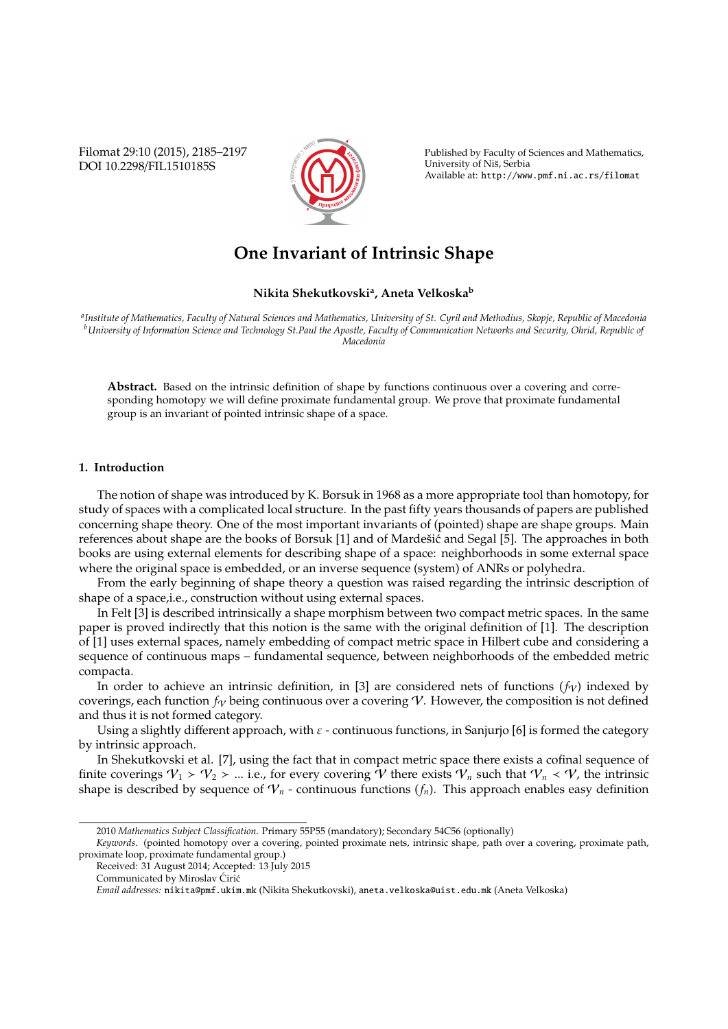# One Invariant of Intrinsic Shape

**Nikita Shekutkovski[a], Aneta Velkoska[b]**

[a]*Institute of Mathematics, Faculty of Natural Sciences and Mathematics, University of St. Cyril and Methodius, Skopje, Republic of Macedonia*
[b]*University of Information Science and Technology St.Paul the Apostle, Faculty of Communication Networks and Security, Ohrid, Republic of Macedonia*

**Abstract.** Based on the intrinsic definition of shape by functions continuous over a covering and corresponding homotopy we will define proximate fundamental group. We prove that proximate fundamental group is an invariant of pointed intrinsic shape of a space.

## 1. Introduction

The notion of shape was introduced by K. Borsuk in 1968 as a more appropriate tool than homotopy, for study of spaces with a complicated local structure. In the past fifty years thousands of papers are published concerning shape theory. One of the most important invariants of (pointed) shape are shape groups. Main references about shape are the books of Borsuk [1] and of Mardešić and Segal [5]. The approaches in both books are using external elements for describing shape of a space: neighborhoods in some external space where the original space is embedded, or an inverse sequence (system) of ANRs or polyhedra.

From the early beginning of shape theory a question was raised regarding the intrinsic description of shape of a space,i.e., construction without using external spaces.

In Felt [3] is described intrinsically a shape morphism between two compact metric spaces. In the same paper is proved indirectly that this notion is the same with the original definition of [1]. The description of [1] uses external spaces, namely embedding of compact metric space in Hilbert cube and considering a sequence of continuous maps – fundamental sequence, between neighborhoods of the embedded metric compacta.

In order to achieve an intrinsic definition, in [3] are considered nets of functions $(f_{\mathcal{V}})$ indexed by coverings, each function $f_{\mathcal{V}}$ being continuous over a covering $\mathcal{V}$. However, the composition is not defined and thus it is not formed category.

Using a slightly different approach, with $\varepsilon$ - continuous functions, in Sanjurjo [6] is formed the category by intrinsic approach.

In Shekutkovski et al. [7], using the fact that in compact metric space there exists a cofinal sequence of finite coverings $\mathcal{V}_1 > \mathcal{V}_2 > \dots$ i.e., for every covering $\mathcal{V}$ there exists $\mathcal{V}_n$ such that $\mathcal{V}_n < \mathcal{V}$, the intrinsic shape is described by sequence of $\mathcal{V}_n$ - continuous functions $(f_n)$. This approach enables easy definition

---

2010 *Mathematics Subject Classification*. Primary 55P55 (mandatory); Secondary 54C56 (optionally)

*Keywords*. (pointed homotopy over a covering, pointed proximate nets, intrinsic shape, path over a covering, proximate path, proximate loop, proximate fundamental group.)

Received: 31 August 2014; Accepted: 13 July 2015

Communicated by Miroslav Ćirić

*Email addresses:* nikita@pmf.ukim.mk (Nikita Shekutkovski), aneta.velkoska@uist.edu.mk (Aneta Velkoska)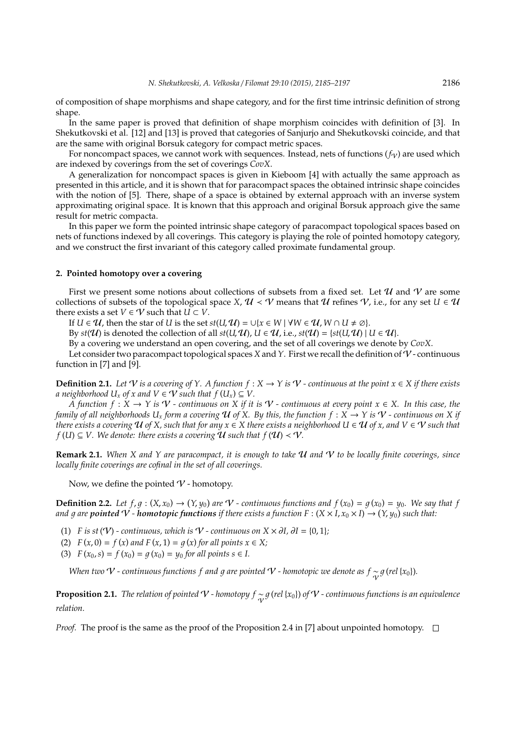of composition of shape morphisms and shape category, and for the first time intrinsic definition of strong shape.

In the same paper is proved that definition of shape morphism coincides with definition of [3]. In Shekutkovski et al. [12] and [13] is proved that categories of Sanjurjo and Shekutkovski coincide, and that are the same with original Borsuk category for compact metric spaces.

For noncompact spaces, we cannot work with sequences. Instead, nets of functions $(f_{\mathcal{V}})$ are used which are indexed by coverings from the set of coverings $CovX$.

A generalization for noncompact spaces is given in Kieboom [4] with actually the same approach as presented in this article, and it is shown that for paracompact spaces the obtained intrinsic shape coincides with the notion of [5]. There, shape of a space is obtained by external approach with an inverse system approximating original space. It is known that this approach and original Borsuk approach give the same result for metric compacta.

In this paper we form the pointed intrinsic shape category of paracompact topological spaces based on nets of functions indexed by all coverings. This category is playing the role of pointed homotopy category, and we construct the first invariant of this category called proximate fundamental group.

## 2. Pointed homotopy over a covering

First we present some notions about collections of subsets from a fixed set. Let $\mathcal{U}$ and $\mathcal{V}$ are some collections of subsets of the topological space $X$, $\mathcal{U} \prec \mathcal{V}$ means that $\mathcal{U}$ refines $\mathcal{V}$, i.e., for any set $U \in \mathcal{U}$ there exists a set $V \in \mathcal{V}$ such that $U \subset V$.

If $U \in \mathcal{U}$, then the star of $U$ is the set $st(U, \mathcal{U}) = \cup\{x \in W \mid \forall W \in \mathcal{U}, W \cap U \neq \emptyset\}$.

By $st(\mathcal{U})$ is denoted the collection of all $st(U, \mathcal{U})$, $U \in \mathcal{U}$, i.e., $st(\mathcal{U}) = \{st(U, \mathcal{U}) \mid U \in \mathcal{U}\}$.

By a covering we understand an open covering, and the set of all coverings we denote by $CovX$.

Let consider two paracompact topological spaces $X$ and $Y$. First we recall the definition of $\mathcal{V}$ - continuous function in [7] and [9].

**Definition 2.1.** *Let $\mathcal{V}$ is a covering of $Y$. A function $f : X \to Y$ is $\mathcal{V}$ - continuous at the point $x \in X$ if there exists a neighborhood $U_x$ of $x$ and $V \in \mathcal{V}$ such that $f(U_x) \subseteq V$.*

*A function $f : X \to Y$ is $\mathcal{V}$ - continuous on $X$ if it is $\mathcal{V}$ - continuous at every point $x \in X$. In this case, the family of all neighborhoods $U_x$ form a covering $\mathcal{U}$ of $X$. By this, the function $f : X \to Y$ is $\mathcal{V}$ - continuous on $X$ if there exists a covering $\mathcal{U}$ of $X$, such that for any $x \in X$ there exists a neighborhood $U \in \mathcal{U}$ of $x$, and $V \in \mathcal{V}$ such that $f(U) \subseteq V$. We denote: there exists a covering $\mathcal{U}$ such that $f(\mathcal{U}) \prec \mathcal{V}$.*

**Remark 2.1.** *When $X$ and $Y$ are paracompact, it is enough to take $\mathcal{U}$ and $\mathcal{V}$ to be locally finite coverings, since locally finite coverings are cofinal in the set of all coverings.*

Now, we define the pointed $\mathcal{V}$ - homotopy.

**Definition 2.2.** *Let $f, g : (X, x_0) \to (Y, y_0)$ are $\mathcal{V}$ - continuous functions and $f(x_0) = g(x_0) = y_0$. We say that $f$ and $g$ are* ***pointed $\mathcal{V}$ - homotopic functions*** *if there exists a function $F : (X \times I, x_0 \times I) \to (Y, y_0)$ such that:*

1. *$F$ is $st(\mathcal{V})$ - continuous, which is $\mathcal{V}$ - continuous on $X \times \partial I$, $\partial I = \{0, 1\}$;*
2. *$F(x, 0) = f(x)$ and $F(x, 1) = g(x)$ for all points $x \in X$;*
3. *$F(x_0, s) = f(x_0) = g(x_0) = y_0$ for all points $s \in I$.*

*When two $\mathcal{V}$ - continuous functions $f$ and $g$ are pointed $\mathcal{V}$ - homotopic we denote as $f \underset{\mathcal{V}}{\sim} g\ (rel\ \{x_0\})$.*

**Proposition 2.1.** *The relation of pointed $\mathcal{V}$ - homotopy $f \underset{\mathcal{V}}{\sim} g\ (rel\ \{x_0\})$ of $\mathcal{V}$ - continuous functions is an equivalence relation.*

*Proof.* The proof is the same as the proof of the Proposition 2.4 in [7] about unpointed homotopy. □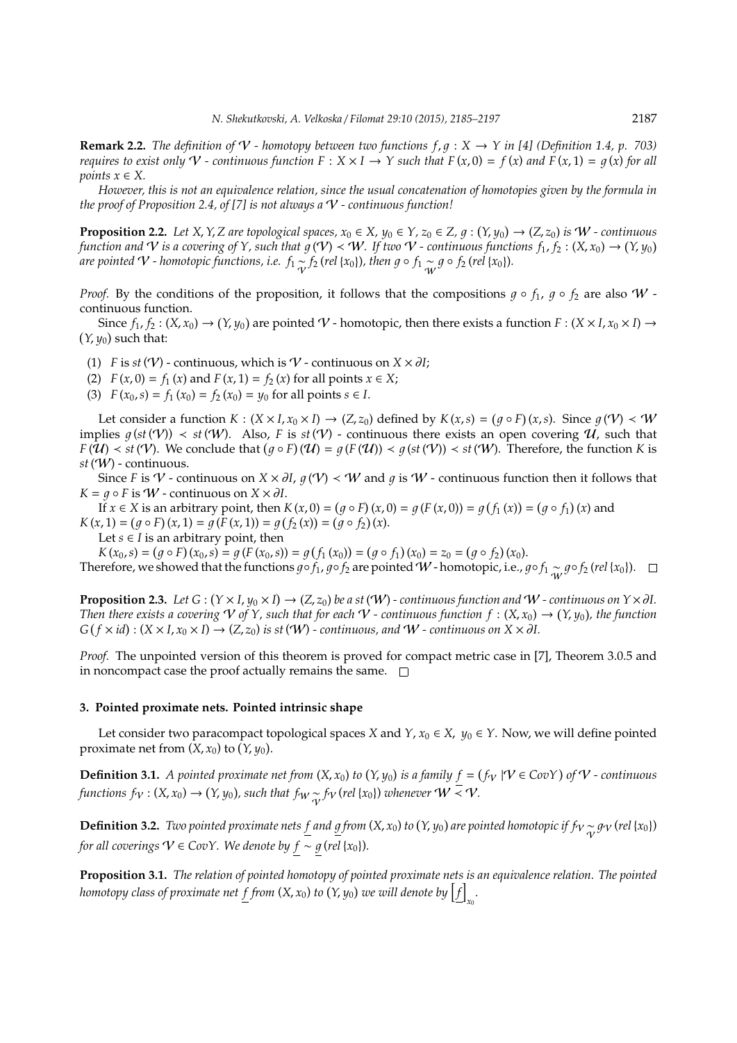**Remark 2.2.** *The definition of $\mathcal{V}$ - homotopy between two functions $f, g : X \to Y$ in [4] (Definition 1.4, p. 703) requires to exist only $\mathcal{V}$ - continuous function $F : X \times I \to Y$ such that $F(x, 0) = f(x)$ and $F(x, 1) = g(x)$ for all points $x \in X$.*

*However, this is not an equivalence relation, since the usual concatenation of homotopies given by the formula in the proof of Proposition 2.4, of [7] is not always a $\mathcal{V}$ - continuous function!*

**Proposition 2.2.** *Let $X, Y, Z$ are topological spaces, $x_0 \in X$, $y_0 \in Y$, $z_0 \in Z$, $g : (Y, y_0) \to (Z, z_0)$ is $\mathcal{W}$ - continuous function and $\mathcal{V}$ is a covering of $Y$, such that $g(\mathcal{V}) \prec \mathcal{W}$. If two $\mathcal{V}$ - continuous functions $f_1, f_2 : (X, x_0) \to (Y, y_0)$ are pointed $\mathcal{V}$ - homotopic functions, i.e. $f_1 \underset{\mathcal{V}}{\sim} f_2 \,(rel\,\{x_0\})$, then $g \circ f_1 \underset{\mathcal{W}}{\sim} g \circ f_2 \,(rel\,\{x_0\})$.*

*Proof.* By the conditions of the proposition, it follows that the compositions $g \circ f_1$, $g \circ f_2$ are also $\mathcal{W}$ - continuous function.

Since $f_1, f_2 : (X, x_0) \to (Y, y_0)$ are pointed $\mathcal{V}$ - homotopic, then there exists a function $F : (X \times I, x_0 \times I) \to (Y, y_0)$ such that:

(1) $F$ is $st(\mathcal{V})$ - continuous, which is $\mathcal{V}$ - continuous on $X \times \partial I$;

(2) $F(x, 0) = f_1(x)$ and $F(x, 1) = f_2(x)$ for all points $x \in X$;

(3) $F(x_0, s) = f_1(x_0) = f_2(x_0) = y_0$ for all points $s \in I$.

Let consider a function $K : (X \times I, x_0 \times I) \to (Z, z_0)$ defined by $K(x, s) = (g \circ F)(x, s)$. Since $g(\mathcal{V}) \prec \mathcal{W}$ implies $g(st(\mathcal{V})) \prec st(\mathcal{W})$. Also, $F$ is $st(\mathcal{V})$ - continuous there exists an open covering $\mathcal{U}$, such that $F(\mathcal{U}) \prec st(\mathcal{V})$. We conclude that $(g \circ F)(\mathcal{U}) = g(F(\mathcal{U})) \prec g(st(\mathcal{V})) \prec st(\mathcal{W})$. Therefore, the function $K$ is $st(\mathcal{W})$ - continuous.

Since $F$ is $\mathcal{V}$ - continuous on $X \times \partial I$, $g(\mathcal{V}) \prec \mathcal{W}$ and $g$ is $\mathcal{W}$ - continuous function then it follows that $K = g \circ F$ is $\mathcal{W}$ - continuous on $X \times \partial I$.

If $x \in X$ is an arbitrary point, then $K(x, 0) = (g \circ F)(x, 0) = g(F(x, 0)) = g(f_1(x)) = (g \circ f_1)(x)$ and $K(x, 1) = (g \circ F)(x, 1) = g(F(x, 1)) = g(f_2(x)) = (g \circ f_2)(x)$.

Let $s \in I$ is an arbitrary point, then

$K(x_0, s) = (g \circ F)(x_0, s) = g(F(x_0, s)) = g(f_1(x_0)) = (g \circ f_1)(x_0) = z_0 = (g \circ f_2)(x_0)$.

Therefore, we showed that the functions $g \circ f_1$, $g \circ f_2$ are pointed $\mathcal{W}$ - homotopic, i.e., $g \circ f_1 \underset{\mathcal{W}}{\sim} g \circ f_2 \,(rel\,\{x_0\})$. $\square$

**Proposition 2.3.** *Let $G : (Y \times I, y_0 \times I) \to (Z, z_0)$ be a $st(\mathcal{W})$ - continuous function and $\mathcal{W}$ - continuous on $Y \times \partial I$. Then there exists a covering $\mathcal{V}$ of $Y$, such that for each $\mathcal{V}$ - continuous function $f : (X, x_0) \to (Y, y_0)$, the function $G(f \times id) : (X \times I, x_0 \times I) \to (Z, z_0)$ is $st(\mathcal{W})$ - continuous, and $\mathcal{W}$ - continuous on $X \times \partial I$.*

*Proof.* The unpointed version of this theorem is proved for compact metric case in [7], Theorem 3.0.5 and in noncompact case the proof actually remains the same. $\square$

## 3. Pointed proximate nets. Pointed intrinsic shape

Let consider two paracompact topological spaces $X$ and $Y$, $x_0 \in X$, $y_0 \in Y$. Now, we will define pointed proximate net from $(X, x_0)$ to $(Y, y_0)$.

**Definition 3.1.** *A pointed proximate net from $(X, x_0)$ to $(Y, y_0)$ is a family $\underline{f} = (f_{\mathcal{V}} \mid \mathcal{V} \in CovY)$ of $\mathcal{V}$ - continuous functions $f_{\mathcal{V}} : (X, x_0) \to (Y, y_0)$, such that $f_{\mathcal{W}} \underset{\mathcal{V}}{\sim} f_{\mathcal{V}} \,(rel\,\{x_0\})$ whenever $\mathcal{W} \overline{\prec} \mathcal{V}$.*

**Definition 3.2.** *Two pointed proximate nets $\underline{f}$ and $\underline{g}$ from $(X, x_0)$ to $(Y, y_0)$ are pointed homotopic if $f_{\mathcal{V}} \underset{\mathcal{V}}{\sim} g_{\mathcal{V}} \,(rel\,\{x_0\})$ for all coverings $\mathcal{V} \in CovY$. We denote by $\underline{f} \sim \underline{g} \,(rel\,\{x_0\})$.*

**Proposition 3.1.** *The relation of pointed homotopy of pointed proximate nets is an equivalence relation. The pointed homotopy class of proximate net $\underline{f}$ from $(X, x_0)$ to $(Y, y_0)$ we will denote by $\left[\underline{f}\right]_{x_0}$.*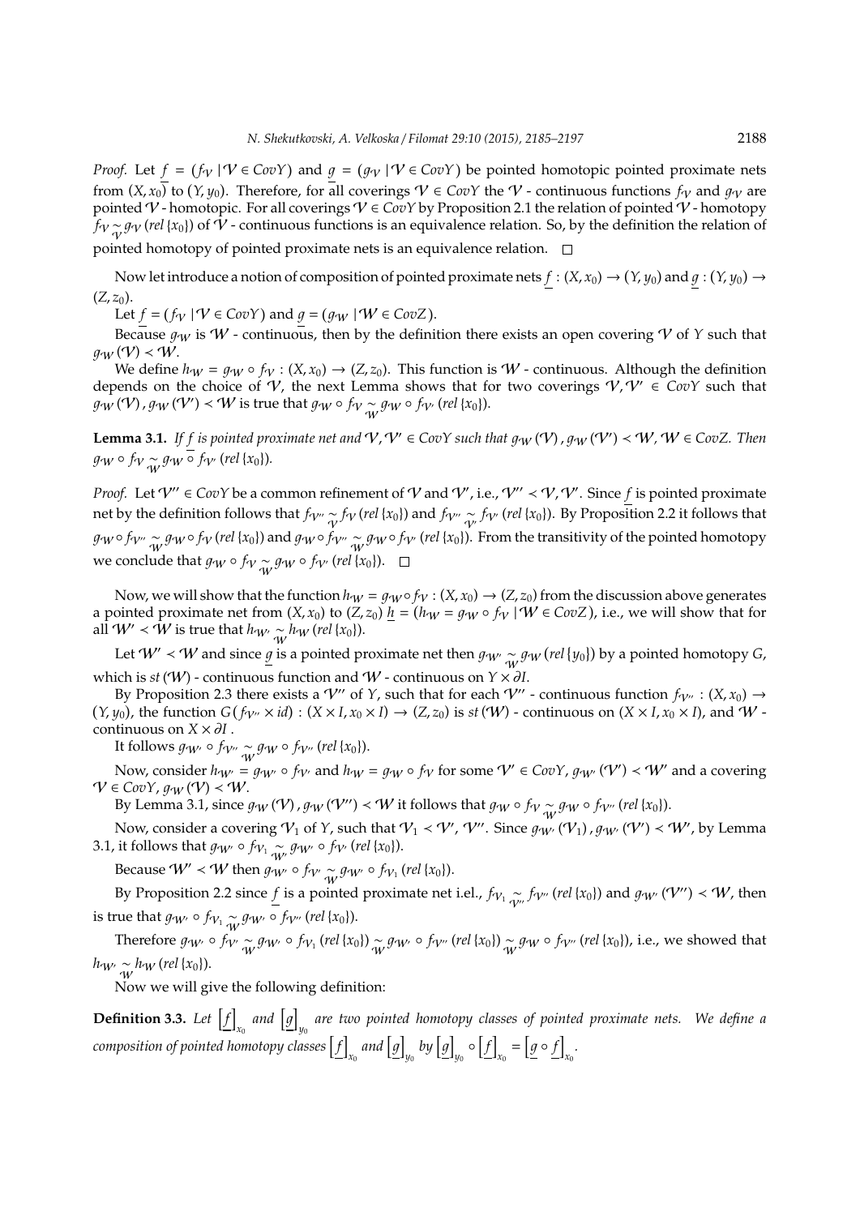*Proof.* Let $\underline{f} = (f_{\mathcal{V}} \mid \mathcal{V} \in CovY)$ and $\underline{g} = (g_{\mathcal{V}} \mid \mathcal{V} \in CovY)$ be pointed homotopic pointed proximate nets from $(X, x_0)$ to $(Y, y_0)$. Therefore, for all coverings $\mathcal{V} \in CovY$ the $\mathcal{V}$ - continuous functions $f_{\mathcal{V}}$ and $g_{\mathcal{V}}$ are pointed $\mathcal{V}$ - homotopic. For all coverings $\mathcal{V} \in CovY$ by Proposition 2.1 the relation of pointed $\mathcal{V}$ - homotopy $f_{\mathcal{V}} \underset{\mathcal{V}}{\sim} g_{\mathcal{V}} \, (rel\,\{x_0\})$ of $\mathcal{V}$ - continuous functions is an equivalence relation. So, by the definition the relation of pointed homotopy of pointed proximate nets is an equivalence relation. □

Now let introduce a notion of composition of pointed proximate nets $\underline{f} : (X, x_0) \to (Y, y_0)$ and $\underline{g} : (Y, y_0) \to (Z, z_0)$.

Let $\underline{f} = (f_{\mathcal{V}} \mid \mathcal{V} \in CovY)$ and $\underline{g} = (g_{\mathcal{W}} \mid \mathcal{W} \in CovZ)$.

Because $g_{\mathcal{W}}$ is $\mathcal{W}$ - continuous, then by the definition there exists an open covering $\mathcal{V}$ of $Y$ such that $g_{\mathcal{W}}(\mathcal{V}) \prec \mathcal{W}$.

We define $h_{\mathcal{W}} = g_{\mathcal{W}} \circ f_{\mathcal{V}} : (X, x_0) \to (Z, z_0)$. This function is $\mathcal{W}$ - continuous. Although the definition depends on the choice of $\mathcal{V}$, the next Lemma shows that for two coverings $\mathcal{V}, \mathcal{V}' \in CovY$ such that $g_{\mathcal{W}}(\mathcal{V}), g_{\mathcal{W}}(\mathcal{V}') \prec \mathcal{W}$ is true that $g_{\mathcal{W}} \circ f_{\mathcal{V}} \underset{\mathcal{W}}{\sim} g_{\mathcal{W}} \circ f_{\mathcal{V}'} \, (rel\,\{x_0\})$.

**Lemma 3.1.** *If $\underline{f}$ is pointed proximate net and $\mathcal{V}, \mathcal{V}' \in CovY$ such that $g_{\mathcal{W}}(\mathcal{V}), g_{\mathcal{W}}(\mathcal{V}') \prec \mathcal{W}$, $\mathcal{W} \in CovZ$. Then $g_{\mathcal{W}} \circ f_{\mathcal{V}} \underset{\mathcal{W}}{\sim} g_{\mathcal{W}} \circ f_{\mathcal{V}'} \, (rel\,\{x_0\})$.*

*Proof.* Let $\mathcal{V}'' \in CovY$ be a common refinement of $\mathcal{V}$ and $\mathcal{V}'$, i.e., $\mathcal{V}'' \prec \mathcal{V}, \mathcal{V}'$. Since $\underline{f}$ is pointed proximate net by the definition follows that $f_{\mathcal{V}''} \underset{\mathcal{V}}{\sim} f_{\mathcal{V}} \, (rel\,\{x_0\})$ and $f_{\mathcal{V}''} \underset{\mathcal{V}'}{\sim} f_{\mathcal{V}'} \, (rel\,\{x_0\})$. By Proposition 2.2 it follows that $g_{\mathcal{W}} \circ f_{\mathcal{V}''} \underset{\mathcal{W}}{\sim} g_{\mathcal{W}} \circ f_{\mathcal{V}} \, (rel\,\{x_0\})$ and $g_{\mathcal{W}} \circ f_{\mathcal{V}''} \underset{\mathcal{W}}{\sim} g_{\mathcal{W}} \circ f_{\mathcal{V}'} \, (rel\,\{x_0\})$. From the transitivity of the pointed homotopy we conclude that $g_{\mathcal{W}} \circ f_{\mathcal{V}} \underset{\mathcal{W}}{\sim} g_{\mathcal{W}} \circ f_{\mathcal{V}'} \, (rel\,\{x_0\})$. □

Now, we will show that the function $h_{\mathcal{W}} = g_{\mathcal{W}} \circ f_{\mathcal{V}} : (X, x_0) \to (Z, z_0)$ from the discussion above generates a pointed proximate net from $(X, x_0)$ to $(Z, z_0)$ $\underline{h} = (h_{\mathcal{W}} = g_{\mathcal{W}} \circ f_{\mathcal{V}} \mid \mathcal{W} \in CovZ)$, i.e., we will show that for all $\mathcal{W}' \prec \mathcal{W}$ is true that $h_{\mathcal{W}'} \underset{\mathcal{W}}{\sim} h_{\mathcal{W}} \, (rel\,\{x_0\})$.

Let $\mathcal{W}' \prec \mathcal{W}$ and since $\underline{g}$ is a pointed proximate net then $g_{\mathcal{W}'} \underset{\mathcal{W}}{\sim} g_{\mathcal{W}} \, (rel\{y_0\})$ by a pointed homotopy $G$, which is $st(\mathcal{W})$ - continuous function and $\mathcal{W}$ - continuous on $Y \times \partial I$.

By Proposition 2.3 there exists a $\mathcal{V}''$ of $Y$, such that for each $\mathcal{V}''$ - continuous function $f_{\mathcal{V}''} : (X, x_0) \to (Y, y_0)$, the function $G(f_{\mathcal{V}''} \times id) : (X \times I, x_0 \times I) \to (Z, z_0)$ is $st(\mathcal{W})$ - continuous on $(X \times I, x_0 \times I)$, and $\mathcal{W}$ - continuous on $X \times \partial I$.

It follows $g_{\mathcal{W}'} \circ f_{\mathcal{V}''} \underset{\mathcal{W}}{\sim} g_{\mathcal{W}} \circ f_{\mathcal{V}''} \, (rel\,\{x_0\})$.

Now, consider $h_{\mathcal{W}'} = g_{\mathcal{W}'} \circ f_{\mathcal{V}'}$ and $h_{\mathcal{W}} = g_{\mathcal{W}} \circ f_{\mathcal{V}}$ for some $\mathcal{V}' \in CovY$, $g_{\mathcal{W}'}(\mathcal{V}') \prec \mathcal{W}'$ and a covering $\mathcal{V} \in CovY$, $g_{\mathcal{W}}(\mathcal{V}) \prec \mathcal{W}$.

By Lemma 3.1, since $g_{\mathcal{W}}(\mathcal{V}), g_{\mathcal{W}}(\mathcal{V}'') \prec \mathcal{W}$ it follows that $g_{\mathcal{W}} \circ f_{\mathcal{V}} \underset{\mathcal{W}}{\sim} g_{\mathcal{W}} \circ f_{\mathcal{V}''} \, (rel\,\{x_0\})$.

Now, consider a covering $\mathcal{V}_1$ of $Y$, such that $\mathcal{V}_1 \prec \mathcal{V}', \mathcal{V}''$. Since $g_{\mathcal{W}'}(\mathcal{V}_1), g_{\mathcal{W}'}(\mathcal{V}') \prec \mathcal{W}'$, by Lemma 3.1, it follows that $g_{\mathcal{W}'} \circ f_{\mathcal{V}_1} \underset{\mathcal{W}'}{\sim} g_{\mathcal{W}'} \circ f_{\mathcal{V}'} \, (rel\,\{x_0\})$.

Because $\mathcal{W}' \prec \mathcal{W}$ then $g_{\mathcal{W}'} \circ f_{\mathcal{V}'} \underset{\mathcal{W}}{\sim} g_{\mathcal{W}'} \circ f_{\mathcal{V}_1} \, (rel\,\{x_0\})$.

By Proposition 2.2 since $\underline{f}$ is a pointed proximate net i.el., $f_{\mathcal{V}_1} \underset{\mathcal{V}''}{\sim} f_{\mathcal{V}''} \, (rel\,\{x_0\})$ and $g_{\mathcal{W}'}(\mathcal{V}'') \prec \mathcal{W}$, then is true that $g_{\mathcal{W}'} \circ f_{\mathcal{V}_1} \underset{\mathcal{W}}{\sim} g_{\mathcal{W}'} \circ f_{\mathcal{V}''} \, (rel\,\{x_0\})$.

Therefore $g_{\mathcal{W}'} \circ f_{\mathcal{V}'} \underset{\mathcal{W}}{\sim} g_{\mathcal{W}'} \circ f_{\mathcal{V}_1} \, (rel\,\{x_0\}) \underset{\mathcal{W}}{\sim} g_{\mathcal{W}'} \circ f_{\mathcal{V}''} \, (rel\,\{x_0\}) \underset{\mathcal{W}}{\sim} g_{\mathcal{W}} \circ f_{\mathcal{V}''} \, (rel\,\{x_0\})$, i.e., we showed that $h_{\mathcal{W}'} \underset{\mathcal{W}}{\sim} h_{\mathcal{W}} \, (rel\,\{x_0\})$.

Now we will give the following definition:

**Definition 3.3.** *Let $\left[\underline{f}\right]_{x_0}$ and $\left[\underline{g}\right]_{y_0}$ are two pointed homotopy classes of pointed proximate nets. We define a composition of pointed homotopy classes $\left[\underline{f}\right]_{x_0}$ and $\left[\underline{g}\right]_{y_0}$ by $\left[\underline{g}\right]_{y_0} \circ \left[\underline{f}\right]_{x_0} = \left[\underline{g} \circ \underline{f}\right]_{x_0}$.*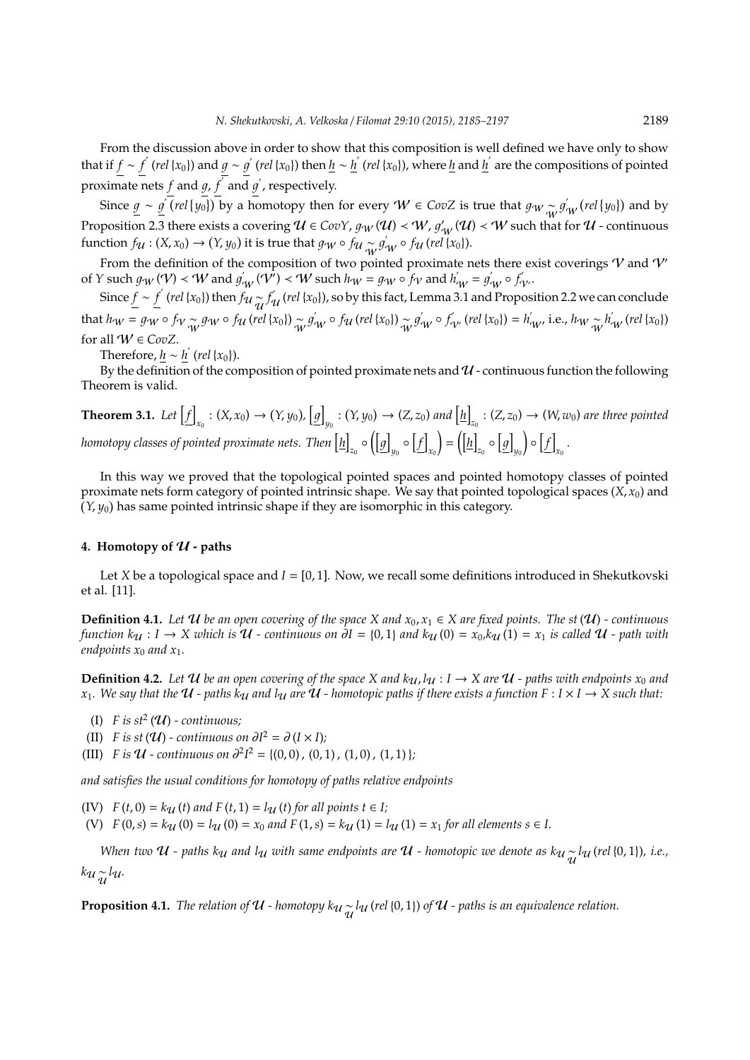From the discussion above in order to show that this composition is well defined we have only to show that if $\underline{f} \sim \underline{f}^{'}$ $(rel\{x_0\})$ and $\underline{g} \sim \underline{g}^{'}$ $(rel\{x_0\})$ then $\underline{h} \sim \underline{h}^{'}$ $(rel\{x_0\})$, where $\underline{h}$ and $\underline{h}^{'}$ are the compositions of pointed proximate nets $\underline{f}$ and $\underline{g}$, $\underline{f}^{'}$ and $\underline{g}^{'}$, respectively.

Since $\underline{g} \sim \underline{g}^{'}$ $(rel\{y_0\})$ by a homotopy then for every $\mathcal{W} \in CovZ$ is true that $g_{\mathcal{W}} \underset{\mathcal{W}}{\sim} g^{'}_{\mathcal{W}}$ $(rel\{y_0\})$ and by Proposition 2.3 there exists a covering $\mathcal{U} \in CovY$, $g_{\mathcal{W}}(\mathcal{U}) \prec \mathcal{W}$, $g^{'}_{\mathcal{W}}(\mathcal{U}) \prec \mathcal{W}$ such that for $\mathcal{U}$ - continuous function $f_{\mathcal{U}} : (X, x_0) \to (Y, y_0)$ it is true that $g_{\mathcal{W}} \circ f_{\mathcal{U}} \underset{\mathcal{W}}{\sim} g^{'}_{\mathcal{W}} \circ f_{\mathcal{U}}$ $(rel\{x_0\})$.

From the definition of the composition of two pointed proximate nets there exist coverings $\mathcal{V}$ and $\mathcal{V}'$ of $Y$ such $g_{\mathcal{W}}(\mathcal{V}) \prec \mathcal{W}$ and $g^{'}_{\mathcal{W}}(\mathcal{V}') \prec \mathcal{W}$ such $h_{\mathcal{W}} = g_{\mathcal{W}} \circ f_{\mathcal{V}}$ and $h^{'}_{\mathcal{W}} = g^{'}_{\mathcal{W}} \circ f^{'}_{\mathcal{V}'}$.

Since $\underline{f} \sim \underline{f}^{'}$ $(rel\{x_0\})$ then $f_{\mathcal{U}} \underset{\mathcal{U}}{\sim} f^{'}_{\mathcal{U}}$ $(rel\{x_0\})$, so by this fact, Lemma 3.1 and Proposition 2.2 we can conclude that $h_{\mathcal{W}} = g_{\mathcal{W}} \circ f_{\mathcal{V}} \underset{\mathcal{W}}{\sim} g_{\mathcal{W}} \circ f_{\mathcal{U}}$ $(rel\{x_0\}) \underset{\mathcal{W}}{\sim} g^{'}_{\mathcal{W}} \circ f_{\mathcal{U}}$ $(rel\{x_0\}) \underset{\mathcal{W}}{\sim} g^{'}_{\mathcal{W}} \circ f^{'}_{\mathcal{V}'}$ $(rel\{x_0\}) = h^{'}_{\mathcal{W}}$, i.e., $h_{\mathcal{W}} \underset{\mathcal{W}}{\sim} h^{'}_{\mathcal{W}}$ $(rel\{x_0\})$ for all $\mathcal{W} \in CovZ$.

Therefore, $\underline{h} \sim \underline{h}^{'}$ $(rel\{x_0\})$.

By the definition of the composition of pointed proximate nets and $\mathcal{U}$ - continuous function the following Theorem is valid.

**Theorem 3.1.** *Let* $\left[\underline{f}\right]_{x_0} : (X, x_0) \to (Y, y_0)$, $\left[\underline{g}\right]_{y_0} : (Y, y_0) \to (Z, z_0)$ *and* $\left[\underline{h}\right]_{z_0} : (Z, z_0) \to (W, w_0)$ *are three pointed homotopy classes of pointed proximate nets. Then* $\left[\underline{h}\right]_{z_0} \circ \left(\left[\underline{g}\right]_{y_0} \circ \left[\underline{f}\right]_{x_0}\right) = \left(\left[\underline{h}\right]_{z_0} \circ \left[\underline{g}\right]_{y_0}\right) \circ \left[\underline{f}\right]_{x_0}$.

In this way we proved that the topological pointed spaces and pointed homotopy classes of pointed proximate nets form category of pointed intrinsic shape. We say that pointed topological spaces $(X, x_0)$ and $(Y, y_0)$ has same pointed intrinsic shape if they are isomorphic in this category.

## 4. Homotopy of $\mathcal{U}$ - paths

Let $X$ be a topological space and $I = [0, 1]$. Now, we recall some definitions introduced in Shekutkovski et al. [11].

**Definition 4.1.** *Let $\mathcal{U}$ be an open covering of the space $X$ and $x_0, x_1 \in X$ are fixed points. The $st(\mathcal{U})$ - continuous function $k_{\mathcal{U}} : I \to X$ which is $\mathcal{U}$ - continuous on $\partial I = \{0, 1\}$ and $k_{\mathcal{U}}(0) = x_0$,$k_{\mathcal{U}}(1) = x_1$ is called $\mathcal{U}$ - path with endpoints $x_0$ and $x_1$.*

**Definition 4.2.** *Let $\mathcal{U}$ be an open covering of the space $X$ and $k_{\mathcal{U}}, l_{\mathcal{U}} : I \to X$ are $\mathcal{U}$ - paths with endpoints $x_0$ and $x_1$. We say that the $\mathcal{U}$ - paths $k_{\mathcal{U}}$ and $l_{\mathcal{U}}$ are $\mathcal{U}$ - homotopic paths if there exists a function $F : I \times I \to X$ such that:*

- (I) *$F$ is $st^2(\mathcal{U})$ - continuous;*
- (II) *$F$ is $st(\mathcal{U})$ - continuous on $\partial I^2 = \partial(I \times I)$;*
- (III) *$F$ is $\mathcal{U}$ - continuous on $\partial^2 I^2 = \{(0,0), (0,1), (1,0), (1,1)\}$;*

*and satisfies the usual conditions for homotopy of paths relative endpoints*

- (IV) *$F(t, 0) = k_{\mathcal{U}}(t)$ and $F(t, 1) = l_{\mathcal{U}}(t)$ for all points $t \in I$;*
- (V) *$F(0, s) = k_{\mathcal{U}}(0) = l_{\mathcal{U}}(0) = x_0$ and $F(1, s) = k_{\mathcal{U}}(1) = l_{\mathcal{U}}(1) = x_1$ for all elements $s \in I$.*

*When two $\mathcal{U}$ - paths $k_{\mathcal{U}}$ and $l_{\mathcal{U}}$ with same endpoints are $\mathcal{U}$ - homotopic we denote as $k_{\mathcal{U}} \underset{\mathcal{U}}{\sim} l_{\mathcal{U}}$ $(rel\{0, 1\})$, i.e., $k_{\mathcal{U}} \underset{\mathcal{U}}{\sim} l_{\mathcal{U}}$.*

**Proposition 4.1.** *The relation of $\mathcal{U}$ - homotopy $k_{\mathcal{U}} \underset{\mathcal{U}}{\sim} l_{\mathcal{U}}$ $(rel\{0, 1\})$ of $\mathcal{U}$ - paths is an equivalence relation.*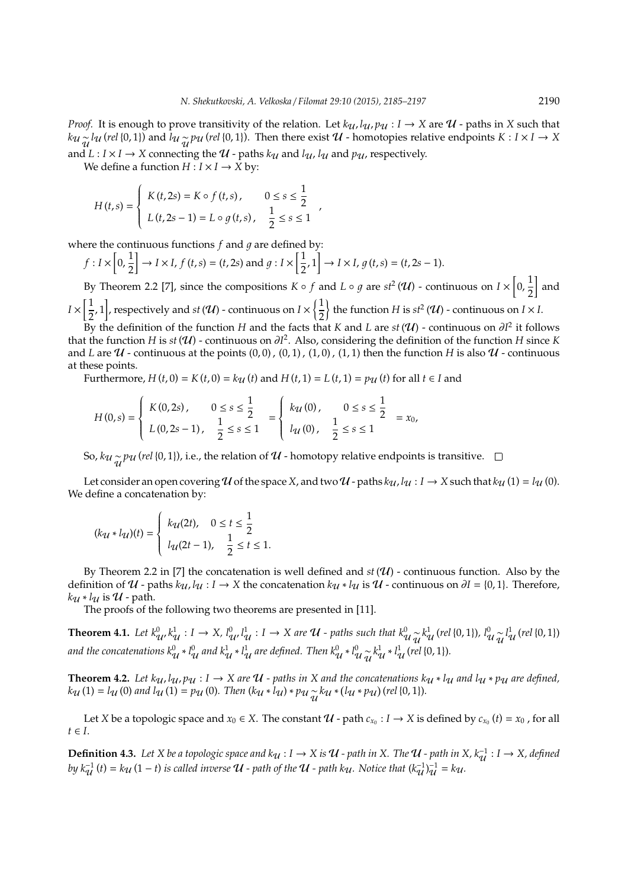*Proof.* It is enough to prove transitivity of the relation. Let $k_{\mathcal{U}}, l_{\mathcal{U}}, p_{\mathcal{U}} : I \to X$ are $\mathcal{U}$ - paths in $X$ such that $k_{\mathcal{U}} \underset{\mathcal{U}}{\sim} l_{\mathcal{U}}\,(rel\,\{0,1\})$ and $l_{\mathcal{U}} \underset{\mathcal{U}}{\sim} p_{\mathcal{U}}\,(rel\,\{0,1\})$. Then there exist $\mathcal{U}$ - homotopies relative endpoints $K : I \times I \to X$ and $L : I \times I \to X$ connecting the $\mathcal{U}$ - paths $k_{\mathcal{U}}$ and $l_{\mathcal{U}}$, $l_{\mathcal{U}}$ and $p_{\mathcal{U}}$, respectively.

We define a function $H : I \times I \to X$ by:

$$H(t,s) = \begin{cases} K(t,2s) = K \circ f(t,s), & 0 \le s \le \dfrac{1}{2} \\ L(t,2s-1) = L \circ g(t,s), & \dfrac{1}{2} \le s \le 1 \end{cases},$$

where the continuous functions $f$ and $g$ are defined by:

$f : I \times \left[0, \frac{1}{2}\right] \to I \times I$, $f(t,s) = (t, 2s)$ and $g : I \times \left[\frac{1}{2}, 1\right] \to I \times I$, $g(t,s) = (t, 2s-1)$.

By Theorem 2.2 [7], since the compositions $K \circ f$ and $L \circ g$ are $st^2(\mathcal{U})$ - continuous on $I \times \left[0, \frac{1}{2}\right]$ and $I \times \left[\frac{1}{2}, 1\right]$, respectively and $st(\mathcal{U})$ - continuous on $I \times \left\{\frac{1}{2}\right\}$ the function $H$ is $st^2(\mathcal{U})$ - continuous on $I \times I$.

By the definition of the function $H$ and the facts that $K$ and $L$ are $st(\mathcal{U})$ - continuous on $\partial I^2$ it follows that the function $H$ is $st(\mathcal{U})$ - continuous on $\partial I^2$. Also, considering the definition of the function $H$ since $K$ and $L$ are $\mathcal{U}$ - continuous at the points $(0,0)$, $(0,1)$, $(1,0)$, $(1,1)$ then the function $H$ is also $\mathcal{U}$ - continuous at these points.

Furthermore, $H(t,0) = K(t,0) = k_{\mathcal{U}}(t)$ and $H(t,1) = L(t,1) = p_{\mathcal{U}}(t)$ for all $t \in I$ and

$$H(0,s) = \begin{cases} K(0,2s), & 0 \le s \le \dfrac{1}{2} \\ L(0,2s-1), & \dfrac{1}{2} \le s \le 1 \end{cases} = \begin{cases} k_{\mathcal{U}}(0), & 0 \le s \le \dfrac{1}{2} \\ l_{\mathcal{U}}(0), & \dfrac{1}{2} \le s \le 1 \end{cases} = x_0,$$

So, $k_{\mathcal{U}} \underset{\mathcal{U}}{\sim} p_{\mathcal{U}}\,(rel\,\{0,1\})$, i.e., the relation of $\mathcal{U}$ - homotopy relative endpoints is transitive. □

Let consider an open covering $\mathcal{U}$ of the space $X$, and two $\mathcal{U}$ - paths $k_{\mathcal{U}}, l_{\mathcal{U}} : I \to X$ such that $k_{\mathcal{U}}(1) = l_{\mathcal{U}}(0)$. We define a concatenation by:

$$(k_{\mathcal{U}} * l_{\mathcal{U}})(t) = \begin{cases} k_{\mathcal{U}}(2t), & 0 \le t \le \dfrac{1}{2} \\ l_{\mathcal{U}}(2t-1), & \dfrac{1}{2} \le t \le 1. \end{cases}$$

By Theorem 2.2 in [7] the concatenation is well defined and $st(\mathcal{U})$ - continuous function. Also by the definition of $\mathcal{U}$ - paths $k_{\mathcal{U}}, l_{\mathcal{U}} : I \to X$ the concatenation $k_{\mathcal{U}} * l_{\mathcal{U}}$ is $\mathcal{U}$ - continuous on $\partial I = \{0,1\}$. Therefore, $k_{\mathcal{U}} * l_{\mathcal{U}}$ is $\mathcal{U}$ - path.

The proofs of the following two theorems are presented in [11].

**Theorem 4.1.** *Let $k^0_{\mathcal{U}}, k^1_{\mathcal{U}} : I \to X$, $l^0_{\mathcal{U}}, l^1_{\mathcal{U}} : I \to X$ are $\mathcal{U}$ - paths such that $k^0_{\mathcal{U}} \underset{\mathcal{U}}{\sim} k^1_{\mathcal{U}}\,(rel\,\{0,1\})$, $l^0_{\mathcal{U}} \underset{\mathcal{U}}{\sim} l^1_{\mathcal{U}}\,(rel\,\{0,1\})$ and the concatenations $k^0_{\mathcal{U}} * l^0_{\mathcal{U}}$ and $k^1_{\mathcal{U}} * l^1_{\mathcal{U}}$ are defined. Then $k^0_{\mathcal{U}} * l^0_{\mathcal{U}} \underset{\mathcal{U}}{\sim} k^1_{\mathcal{U}} * l^1_{\mathcal{U}}\,(rel\,\{0,1\})$.*

**Theorem 4.2.** *Let $k_{\mathcal{U}}, l_{\mathcal{U}}, p_{\mathcal{U}} : I \to X$ are $\mathcal{U}$ - paths in $X$ and the concatenations $k_{\mathcal{U}} * l_{\mathcal{U}}$ and $l_{\mathcal{U}} * p_{\mathcal{U}}$ are defined, $k_{\mathcal{U}}(1) = l_{\mathcal{U}}(0)$ and $l_{\mathcal{U}}(1) = p_{\mathcal{U}}(0)$. Then $(k_{\mathcal{U}} * l_{\mathcal{U}}) * p_{\mathcal{U}} \underset{\mathcal{U}}{\sim} k_{\mathcal{U}} * (l_{\mathcal{U}} * p_{\mathcal{U}})\,(rel\,\{0,1\})$.*

Let $X$ be a topologic space and $x_0 \in X$. The constant $\mathcal{U}$ - path $c_{x_0} : I \to X$ is defined by $c_{x_0}(t) = x_0$, for all $t \in I$.

**Definition 4.3.** *Let $X$ be a topologic space and $k_{\mathcal{U}} : I \to X$ is $\mathcal{U}$ - path in $X$. The $\mathcal{U}$ - path in $X$, $k^{-1}_{\mathcal{U}} : I \to X$, defined by $k^{-1}_{\mathcal{U}}(t) = k_{\mathcal{U}}(1-t)$ is called inverse $\mathcal{U}$ - path of the $\mathcal{U}$ - path $k_{\mathcal{U}}$. Notice that $(k^{-1}_{\mathcal{U}})^{-1}_{\mathcal{U}} = k_{\mathcal{U}}$.*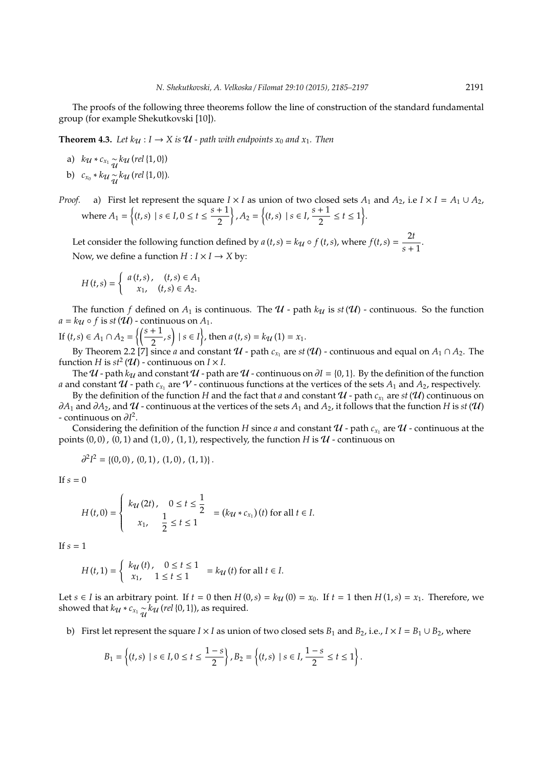The proofs of the following three theorems follow the line of construction of the standard fundamental group (for example Shekutkovski [10]).

**Theorem 4.3.** *Let $k_{\mathcal{U}} : I \to X$ is $\mathcal{U}$ - path with endpoints $x_0$ and $x_1$. Then*

a) $k_{\mathcal{U}} * c_{x_1} \underset{\mathcal{U}}{\sim} k_{\mathcal{U}} \, (rel \, \{1, 0\})$

b) $c_{x_0} * k_{\mathcal{U}} \underset{\mathcal{U}}{\sim} k_{\mathcal{U}} \, (rel \, \{1, 0\})$.

*Proof.* a) First let represent the square $I \times I$ as union of two closed sets $A_1$ and $A_2$, i.e $I \times I = A_1 \cup A_2$, where $A_1 = \left\{(t, s) \mid s \in I, 0 \leq t \leq \dfrac{s+1}{2}\right\}, A_2 = \left\{(t, s) \mid s \in I, \dfrac{s+1}{2} \leq t \leq 1\right\}$.

Let consider the following function defined by $a\,(t, s) = k_{\mathcal{U}} \circ f\,(t, s)$, where $f(t, s) = \dfrac{2t}{s+1}$.

Now, we define a function $H : I \times I \to X$ by:

$$H\,(t, s) = \begin{cases} a\,(t, s)\,, & (t, s) \in A_1 \\ x_1, & (t, s) \in A_2. \end{cases}$$

The function $f$ defined on $A_1$ is continuous. The $\mathcal{U}$ - path $k_{\mathcal{U}}$ is $st\,(\mathcal{U})$ - continuous. So the function $a = k_{\mathcal{U}} \circ f$ is $st\,(\mathcal{U})$ - continuous on $A_1$.

If $(t, s) \in A_1 \cap A_2 = \left\{\left(\dfrac{s+1}{2}, s\right) \mid s \in I\right\}$, then $a\,(t, s) = k_{\mathcal{U}}\,(1) = x_1$.

By Theorem 2.2 [7] since $a$ and constant $\mathcal{U}$ - path $c_{x_1}$ are $st\,(\mathcal{U})$ - continuous and equal on $A_1 \cap A_2$. The function $H$ is $st^2\,(\mathcal{U})$ - continuous on $I \times I$.

The $\mathcal{U}$ - path $k_{\mathcal{U}}$ and constant $\mathcal{U}$ - path are $\mathcal{U}$ - continuous on $\partial I = \{0, 1\}$. By the definition of the function $a$ and constant $\mathcal{U}$ - path $c_{x_1}$ are $\mathcal{V}$ - continuous functions at the vertices of the sets $A_1$ and $A_2$, respectively.

By the definition of the function $H$ and the fact that $a$ and constant $\mathcal{U}$ - path $c_{x_1}$ are $st\,(\mathcal{U})$ continuous on $\partial A_1$ and $\partial A_2$, and $\mathcal{U}$ - continuous at the vertices of the sets $A_1$ and $A_2$, it follows that the function $H$ is $st\,(\mathcal{U})$ - continuous on $\partial I^2$.

Considering the definition of the function $H$ since $a$ and constant $\mathcal{U}$ - path $c_{x_1}$ are $\mathcal{U}$ - continuous at the points $(0, 0)\,,\ (0, 1)$ and $(1, 0)\,,\ (1, 1)$, respectively, the function $H$ is $\mathcal{U}$ - continuous on

$$\partial^2 I^2 = \{(0, 0)\,,\ (0, 1)\,,\ (1, 0)\,,\ (1, 1)\}\,.$$

If $s = 0$

$$H\,(t, 0) = \begin{cases} k_{\mathcal{U}}\,(2t)\,, & 0 \leq t \leq \dfrac{1}{2} \\ x_1, & \dfrac{1}{2} \leq t \leq 1 \end{cases} = (k_{\mathcal{U}} * c_{x_1})\,(t) \text{ for all } t \in I.$$

If $s = 1$

$$H\,(t, 1) = \begin{cases} k_{\mathcal{U}}\,(t)\,, & 0 \leq t \leq 1 \\ x_1, & 1 \leq t \leq 1 \end{cases} = k_{\mathcal{U}}\,(t) \text{ for all } t \in I.$$

Let $s \in I$ is an arbitrary point. If $t = 0$ then $H\,(0, s) = k_{\mathcal{U}}\,(0) = x_0$. If $t = 1$ then $H\,(1, s) = x_1$. Therefore, we showed that $k_{\mathcal{U}} * c_{x_1} \underset{\mathcal{U}}{\sim} k_{\mathcal{U}}\,(rel\,\{0, 1\})$, as required.

b) First let represent the square $I \times I$ as union of two closed sets $B_1$ and $B_2$, i.e., $I \times I = B_1 \cup B_2$, where

$$B_1 = \left\{(t, s) \mid s \in I, 0 \leq t \leq \frac{1-s}{2}\right\}, B_2 = \left\{(t, s) \mid s \in I, \frac{1-s}{2} \leq t \leq 1\right\}.$$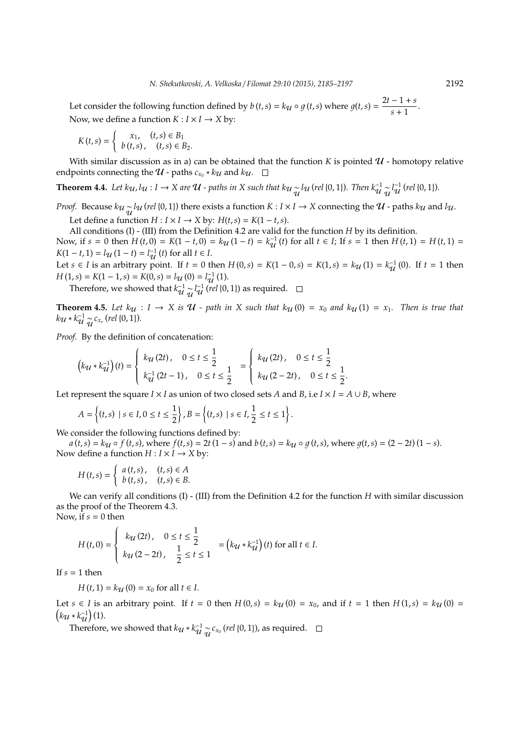Let consider the following function defined by $b(t,s) = k_{\mathcal{U}} \circ g(t,s)$ where $g(t,s) = \dfrac{2t-1+s}{s+1}$.

Now, we define a function $K : I \times I \to X$ by:

$$K(t,s) = \begin{cases} x_1, & (t,s) \in B_1 \\ b(t,s), & (t,s) \in B_2. \end{cases}$$

With similar discussion as in a) can be obtained that the function $K$ is pointed $\mathcal{U}$ - homotopy relative endpoints connecting the $\mathcal{U}$ - paths $c_{x_0} * k_{\mathcal{U}}$ and $k_{\mathcal{U}}$. □

**Theorem 4.4.** *Let $k_{\mathcal{U}}, l_{\mathcal{U}} : I \to X$ are $\mathcal{U}$ - paths in $X$ such that $k_{\mathcal{U}} \underset{\mathcal{U}}{\sim} l_{\mathcal{U}}\,(rel\,\{0,1\})$. Then $k_{\mathcal{U}}^{-1} \underset{\mathcal{U}}{\sim} l_{\mathcal{U}}^{-1}\,(rel\,\{0,1\})$.*

*Proof.* Because $k_{\mathcal{U}} \underset{\mathcal{U}}{\sim} l_{\mathcal{U}}\,(rel\,\{0,1\})$ there exists a function $K : I \times I \to X$ connecting the $\mathcal{U}$ - paths $k_{\mathcal{U}}$ and $l_{\mathcal{U}}$.

Let define a function $H : I \times I \to X$ by: $H(t,s) = K(1-t,s)$.

All conditions (I) - (III) from the Definition 4.2 are valid for the function $H$ by its definition.

Now, if $s = 0$ then $H(t,0) = K(1-t,0) = k_{\mathcal{U}}(1-t) = k_{\mathcal{U}}^{-1}(t)$ for all $t \in I$; If $s = 1$ then $H(t,1) = H(t,1) = K(1-t,1) = l_{\mathcal{U}}(1-t) = l_{\mathcal{U}}^{-1}(t)$ for all $t \in I$.

Let $s \in I$ is an arbitrary point. If $t = 0$ then $H(0,s) = K(1-0,s) = K(1,s) = k_{\mathcal{U}}(1) = k_{\mathcal{U}}^{-1}(0)$. If $t = 1$ then $H(1,s) = K(1-1,s) = K(0,s) = l_{\mathcal{U}}(0) = l_{\mathcal{U}}^{-1}(1)$.

Therefore, we showed that $k_{\mathcal{U}}^{-1} \underset{\mathcal{U}}{\sim} l_{\mathcal{U}}^{-1}\,(rel\,\{0,1\})$ as required. □

**Theorem 4.5.** *Let $k_{\mathcal{U}} : I \to X$ is $\mathcal{U}$ - path in $X$ such that $k_{\mathcal{U}}(0) = x_0$ and $k_{\mathcal{U}}(1) = x_1$. Then is true that $k_{\mathcal{U}} * k_{\mathcal{U}}^{-1} \underset{\mathcal{U}}{\sim} c_{x_0}\,(rel\,\{0,1\})$.*

*Proof.* By the definition of concatenation:

$$\left(k_{\mathcal{U}} * k_{\mathcal{U}}^{-1}\right)(t) = \begin{cases} k_{\mathcal{U}}(2t), & 0 \le t \le \dfrac{1}{2} \\ k_{\mathcal{U}}^{-1}(2t-1), & 0 \le t \le \dfrac{1}{2} \end{cases} = \begin{cases} k_{\mathcal{U}}(2t), & 0 \le t \le \dfrac{1}{2} \\ k_{\mathcal{U}}(2-2t), & 0 \le t \le \dfrac{1}{2}. \end{cases}$$

Let represent the square $I \times I$ as union of two closed sets $A$ and $B$, is i.e $I \times I = A \cup B$, where

$$A = \left\{(t,s) \mid s \in I, 0 \le t \le \frac{1}{2}\right\}, B = \left\{(t,s) \mid s \in I, \frac{1}{2} \le t \le 1\right\}.$$

We consider the following functions defined by:

$a(t,s) = k_{\mathcal{U}} \circ f(t,s)$, where $f(t,s) = 2t(1-s)$ and $b(t,s) = k_{\mathcal{U}} \circ g(t,s)$, where $g(t,s) = (2-2t)(1-s)$.

Now define a function $H : I \times I \to X$ by:

$$H(t,s) = \begin{cases} a(t,s), & (t,s) \in A \\ b(t,s), & (t,s) \in B. \end{cases}$$

We can verify all conditions (I) - (III) from the Definition 4.2 for the function $H$ with similar discussion as the proof of the Theorem 4.3.

Now, if $s = 0$ then

$$H(t,0) = \begin{cases} k_{\mathcal{U}}(2t), & 0 \le t \le \dfrac{1}{2} \\ k_{\mathcal{U}}(2-2t), & \dfrac{1}{2} \le t \le 1 \end{cases} = \left(k_{\mathcal{U}} * k_{\mathcal{U}}^{-1}\right)(t) \text{ for all } t \in I.$$

If $s = 1$ then

$$H(t,1) = k_{\mathcal{U}}(0) = x_0 \text{ for all } t \in I.$$

Let $s \in I$ is an arbitrary point. If $t = 0$ then $H(0,s) = k_{\mathcal{U}}(0) = x_0$, and if $t = 1$ then $H(1,s) = k_{\mathcal{U}}(0) = \left(k_{\mathcal{U}} * k_{\mathcal{U}}^{-1}\right)(1)$.

Therefore, we showed that $k_{\mathcal{U}} * k_{\mathcal{U}}^{-1} \underset{\mathcal{U}}{\sim} c_{x_0}\,(rel\,\{0,1\})$, as required. □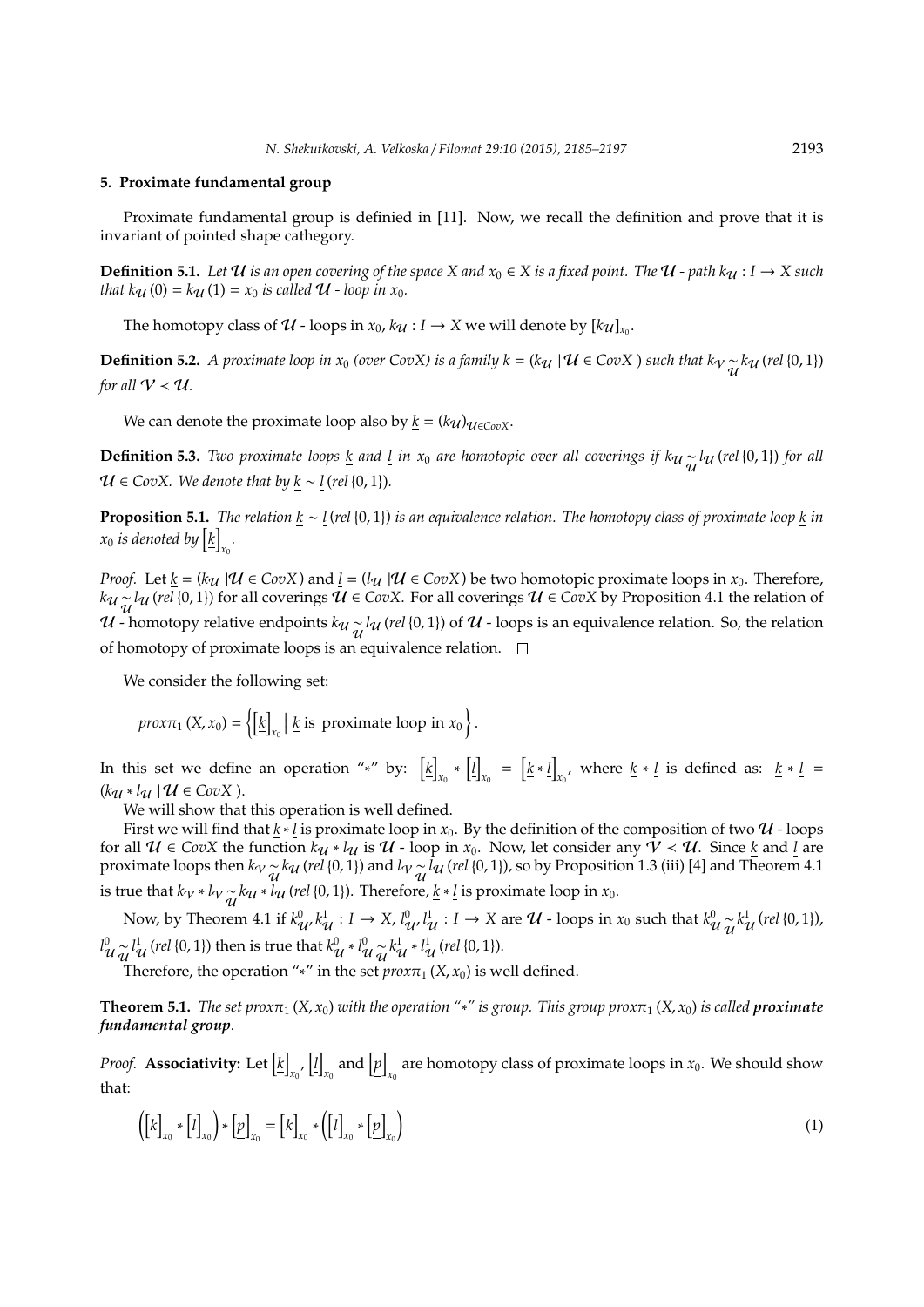## 5. Proximate fundamental group

Proximate fundamental group is definied in [11]. Now, we recall the definition and prove that it is invariant of pointed shape cathegory.

**Definition 5.1.** *Let $\mathcal{U}$ is an open covering of the space $X$ and $x_0 \in X$ is a fixed point. The $\mathcal{U}$ - path $k_{\mathcal{U}} : I \to X$ such that $k_{\mathcal{U}}(0) = k_{\mathcal{U}}(1) = x_0$ is called $\mathcal{U}$ - loop in $x_0$.*

The homotopy class of $\mathcal{U}$ - loops in $x_0$, $k_{\mathcal{U}} : I \to X$ we will denote by $[k_{\mathcal{U}}]_{x_0}$.

**Definition 5.2.** *A proximate loop in $x_0$ (over $CovX$) is a family $\underline{k} = (k_{\mathcal{U}} \mid \mathcal{U} \in CovX)$ such that $k_{\mathcal{V}} \underset{\mathcal{U}}{\sim} k_{\mathcal{U}}\,(rel\,\{0,1\})$ for all $\mathcal{V} \prec \mathcal{U}$.*

We can denote the proximate loop also by $\underline{k} = (k_{\mathcal{U}})_{\mathcal{U} \in CovX}$.

**Definition 5.3.** *Two proximate loops $\underline{k}$ and $\underline{l}$ in $x_0$ are homotopic over all coverings if $k_{\mathcal{U}} \underset{\mathcal{U}}{\sim} l_{\mathcal{U}}\,(rel\,\{0,1\})$ for all $\mathcal{U} \in CovX$. We denote that by $\underline{k} \sim \underline{l}\,(rel\,\{0,1\})$.*

**Proposition 5.1.** *The relation $\underline{k} \sim \underline{l}\,(rel\,\{0,1\})$ is an equivalence relation. The homotopy class of proximate loop $\underline{k}$ in $x_0$ is denoted by $\left[\underline{k}\right]_{x_0}$.*

*Proof.* Let $\underline{k} = (k_{\mathcal{U}} \mid \mathcal{U} \in CovX)$ and $\underline{l} = (l_{\mathcal{U}} \mid \mathcal{U} \in CovX)$ be two homotopic proximate loops in $x_0$. Therefore, $k_{\mathcal{U}} \underset{\mathcal{U}}{\sim} l_{\mathcal{U}}\,(rel\,\{0,1\})$ for all coverings $\mathcal{U} \in CovX$. For all coverings $\mathcal{U} \in CovX$ by Proposition 4.1 the relation of $\mathcal{U}$ - homotopy relative endpoints $k_{\mathcal{U}} \underset{\mathcal{U}}{\sim} l_{\mathcal{U}}\,(rel\,\{0,1\})$ of $\mathcal{U}$ - loops is an equivalence relation. So, the relation of homotopy of proximate loops is an equivalence relation. $\square$

We consider the following set:

$$prox\pi_1(X, x_0) = \left\{ \left[\underline{k}\right]_{x_0} \,\middle|\, \underline{k} \text{ is proximate loop in } x_0 \right\}.$$

In this set we define an operation "$*$" by: $\left[\underline{k}\right]_{x_0} * \left[\underline{l}\right]_{x_0} = \left[\underline{k} * \underline{l}\right]_{x_0}$, where $\underline{k} * \underline{l}$ is defined as: $\underline{k} * \underline{l} = (k_{\mathcal{U}} * l_{\mathcal{U}} \mid \mathcal{U} \in CovX)$.

We will show that this operation is well defined.

First we will find that $\underline{k} * \underline{l}$ is proximate loop in $x_0$. By the definition of the composition of two $\mathcal{U}$ - loops for all $\mathcal{U} \in CovX$ the function $k_{\mathcal{U}} * l_{\mathcal{U}}$ is $\mathcal{U}$ - loop in $x_0$. Now, let consider any $\mathcal{V} \prec \mathcal{U}$. Since $\underline{k}$ and $\underline{l}$ are proximate loops then $k_{\mathcal{V}} \underset{\mathcal{U}}{\sim} k_{\mathcal{U}}\,(rel\,\{0,1\})$ and $l_{\mathcal{V}} \underset{\mathcal{U}}{\sim} l_{\mathcal{U}}\,(rel\,\{0,1\})$, so by Proposition 1.3 (iii) [4] and Theorem 4.1 is true that $k_{\mathcal{V}} * l_{\mathcal{V}} \underset{\mathcal{U}}{\sim} k_{\mathcal{U}} * l_{\mathcal{U}}\,(rel\,\{0,1\})$. Therefore, $\underline{k} * \underline{l}$ is proximate loop in $x_0$.

Now, by Theorem 4.1 if $k^0_{\mathcal{U}}, k^1_{\mathcal{U}} : I \to X$, $l^0_{\mathcal{U}}, l^1_{\mathcal{U}} : I \to X$ are $\mathcal{U}$ - loops in $x_0$ such that $k^0_{\mathcal{U}} \underset{\mathcal{U}}{\sim} k^1_{\mathcal{U}}\,(rel\,\{0,1\})$, $l^0_{\mathcal{U}} \underset{\mathcal{U}}{\sim} l^1_{\mathcal{U}}\,(rel\,\{0,1\})$ then is true that $k^0_{\mathcal{U}} * l^0_{\mathcal{U}} \underset{\mathcal{U}}{\sim} k^1_{\mathcal{U}} * l^1_{\mathcal{U}}\,(rel\,\{0,1\})$.

Therefore, the operation "$*$" in the set $prox\pi_1(X, x_0)$ is well defined.

**Theorem 5.1.** *The set $prox\pi_1(X, x_0)$ with the operation "$*$" is group. This group $prox\pi_1(X, x_0)$ is called **proximate fundamental group**.*

*Proof.* **Associativity:** Let $\left[\underline{k}\right]_{x_0}$, $\left[\underline{l}\right]_{x_0}$ and $\left[\underline{p}\right]_{x_0}$ are homotopy class of proximate loops in $x_0$. We should show that:

$$\left(\left[\underline{k}\right]_{x_0} * \left[\underline{l}\right]_{x_0}\right) * \left[\underline{p}\right]_{x_0} = \left[\underline{k}\right]_{x_0} * \left(\left[\underline{l}\right]_{x_0} * \left[\underline{p}\right]_{x_0}\right) \tag{1}$$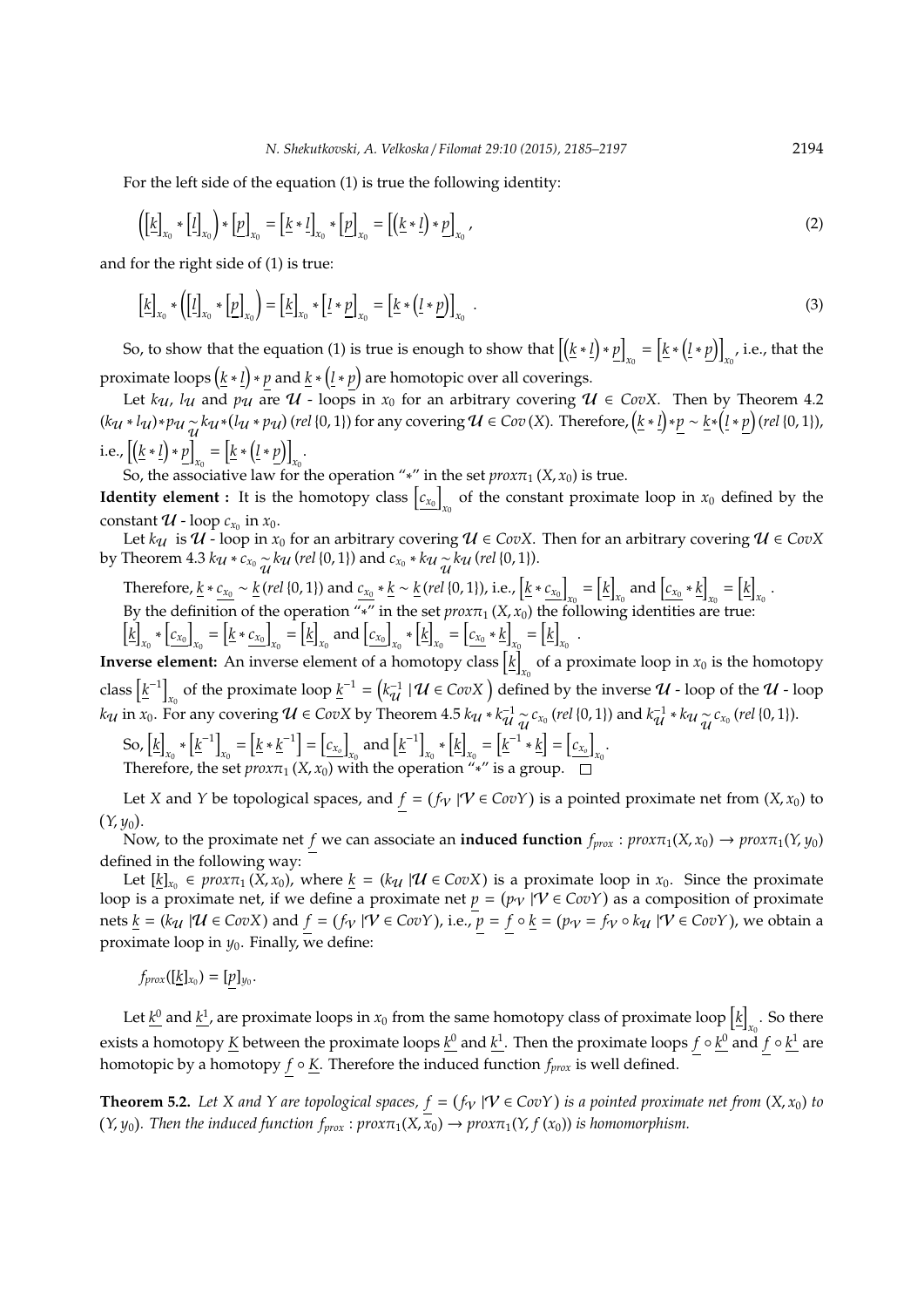For the left side of the equation (1) is true the following identity:

$$\left(\left[\underline{k}\right]_{x_0} * \left[\underline{l}\right]_{x_0}\right) * \left[\underline{p}\right]_{x_0} = \left[\underline{k} * \underline{l}\right]_{x_0} * \left[\underline{p}\right]_{x_0} = \left[\left(\underline{k} * \underline{l}\right) * \underline{p}\right]_{x_0}, \tag{2}$$

and for the right side of (1) is true:

$$\left[\underline{k}\right]_{x_0} * \left(\left[\underline{l}\right]_{x_0} * \left[\underline{p}\right]_{x_0}\right) = \left[\underline{k}\right]_{x_0} * \left[\underline{l} * \underline{p}\right]_{x_0} = \left[\underline{k} * \left(\underline{l} * \underline{p}\right)\right]_{x_0}. \tag{3}$$

So, to show that the equation (1) is true is enough to show that $\left[\left(\underline{k} * \underline{l}\right) * \underline{p}\right]_{x_0} = \left[\underline{k} * \left(\underline{l} * \underline{p}\right)\right]_{x_0}$, i.e., that the proximate loops $\left(\underline{k} * \underline{l}\right) * \underline{p}$ and $\underline{k} * \left(\underline{l} * \underline{p}\right)$ are homotopic over all coverings.

Let $k_{\mathcal{U}}$, $l_{\mathcal{U}}$ and $p_{\mathcal{U}}$ are $\mathcal{U}$ - loops in $x_0$ for an arbitrary covering $\mathcal{U} \in CovX$. Then by Theorem 4.2 $(k_{\mathcal{U}} * l_{\mathcal{U}}) * p_{\mathcal{U}} \underset{\mathcal{U}}{\sim} k_{\mathcal{U}} * (l_{\mathcal{U}} * p_{\mathcal{U}})$ $(rel\,\{0,1\})$ for any covering $\mathcal{U} \in Cov(X)$. Therefore, $\left(\underline{k} * \underline{l}\right) * \underline{p} \sim \underline{k} * \left(\underline{l} * \underline{p}\right)$ $(rel\,\{0,1\})$, i.e., $\left[\left(\underline{k} * \underline{l}\right) * \underline{p}\right]_{x_0} = \left[\underline{k} * \left(\underline{l} * \underline{p}\right)\right]_{x_0}$.

So, the associative law for the operation "$*$" in the set $prox\pi_1(X, x_0)$ is true.

**Identity element :** It is the homotopy class $\left[\underline{c_{x_0}}\right]_{x_0}$ of the constant proximate loop in $x_0$ defined by the constant $\mathcal{U}$ - loop $c_{x_0}$ in $x_0$.

Let $k_{\mathcal{U}}$ is $\mathcal{U}$ - loop in $x_0$ for an arbitrary covering $\mathcal{U} \in CovX$. Then for an arbitrary covering $\mathcal{U} \in CovX$ by Theorem 4.3 $k_{\mathcal{U}} * c_{x_0} \underset{\mathcal{U}}{\sim} k_{\mathcal{U}}$ $(rel\,\{0,1\})$ and $c_{x_0} * k_{\mathcal{U}} \underset{\mathcal{U}}{\sim} k_{\mathcal{U}}$ $(rel\,\{0,1\})$.

Therefore, $\underline{k} * \underline{c_{x_0}} \sim \underline{k}$ $(rel\,\{0,1\})$ and $\underline{c_{x_0}} * \underline{k} \sim \underline{k}$ $(rel\,\{0,1\})$, i.e., $\left[\underline{k} * \underline{c_{x_0}}\right]_{x_0} = \left[\underline{k}\right]_{x_0}$ and $\left[\underline{c_{x_0}} * \underline{k}\right]_{x_0} = \left[\underline{k}\right]_{x_0}$.

By the definition of the operation "$*$" in the set $prox\pi_1(X, x_0)$ the following identities are true:

$\left[\underline{k}\right]_{x_0} * \left[\underline{c_{x_0}}\right]_{x_0} = \left[\underline{k} * \underline{c_{x_0}}\right]_{x_0} = \left[\underline{k}\right]_{x_0}$ and $\left[\underline{c_{x_0}}\right]_{x_0} * \left[\underline{k}\right]_{x_0} = \left[\underline{c_{x_0}} * \underline{k}\right]_{x_0} = \left[\underline{k}\right]_{x_0}$.

**Inverse element:** An inverse element of a homotopy class $\left[\underline{k}\right]_{x_0}$ of a proximate loop in $x_0$ is the homotopy class $\left[\underline{k}^{-1}\right]_{x_0}$ of the proximate loop $\underline{k}^{-1} = \left(k_{\mathcal{U}}^{-1} \mid \mathcal{U} \in CovX\right)$ defined by the inverse $\mathcal{U}$ - loop of the $\mathcal{U}$ - loop $k_{\mathcal{U}}$ in $x_0$. For any covering $\mathcal{U} \in CovX$ by Theorem 4.5 $k_{\mathcal{U}} * k_{\mathcal{U}}^{-1} \underset{\mathcal{U}}{\sim} c_{x_0}$ $(rel\,\{0,1\})$ and $k_{\mathcal{U}}^{-1} * k_{\mathcal{U}} \underset{\mathcal{U}}{\sim} c_{x_0}$ $(rel\,\{0,1\})$.

So, $\left[\underline{k}\right]_{x_0} * \left[\underline{k}^{-1}\right]_{x_0} = \left[\underline{k} * \underline{k}^{-1}\right] = \left[\underline{c_{x_0}}\right]_{x_0}$ and $\left[\underline{k}^{-1}\right]_{x_0} * \left[\underline{k}\right]_{x_0} = \left[\underline{k}^{-1} * \underline{k}\right] = \left[\underline{c_{x_0}}\right]_{x_0}$.

Therefore, the set $prox\pi_1(X, x_0)$ with the operation "$*$" is a group. $\square$

Let $X$ and $Y$ be topological spaces, and $\underline{f} = (f_{\mathcal{V}} \mid \mathcal{V} \in CovY)$ is a pointed proximate net from $(X, x_0)$ to $(Y, y_0)$.

Now, to the proximate net $\underline{f}$ we can associate an **induced function** $f_{prox} : prox\pi_1(X, x_0) \to prox\pi_1(Y, y_0)$ defined in the following way:

Let $[\underline{k}]_{x_0} \in prox\pi_1(X, x_0)$, where $\underline{k} = (k_{\mathcal{U}} \mid \mathcal{U} \in CovX)$ is a proximate loop in $x_0$. Since the proximate loop is a proximate net, if we define a proximate net $\underline{p} = (p_{\mathcal{V}} \mid \mathcal{V} \in CovY)$ as a composition of proximate nets $\underline{k} = (k_{\mathcal{U}} \mid \mathcal{U} \in CovX)$ and $\underline{f} = (f_{\mathcal{V}} \mid \mathcal{V} \in CovY)$, i.e., $\underline{p} = \underline{f} \circ \underline{k} = (p_{\mathcal{V}} = f_{\mathcal{V}} \circ k_{\mathcal{U}} \mid \mathcal{V} \in CovY)$, we obtain a proximate loop in $y_0$. Finally, we define:

$f_{prox}([\underline{k}]_{x_0}) = [\underline{p}]_{y_0}$.

Let $\underline{k}^0$ and $\underline{k}^1$, are proximate loops in $x_0$ from the same homotopy class of proximate loop $\left[\underline{k}\right]_{x_0}$. So there exists a homotopy $\underline{K}$ between the proximate loops $\underline{k}^0$ and $\underline{k}^1$. Then the proximate loops $\underline{f} \circ \underline{k}^0$ and $\underline{f} \circ \underline{k}^1$ are homotopic by a homotopy $\underline{f} \circ \underline{K}$. Therefore the induced function $f_{prox}$ is well defined.

**Theorem 5.2.** *Let $X$ and $Y$ are topological spaces, $\underline{f} = (f_{\mathcal{V}} \mid \mathcal{V} \in CovY)$ is a pointed proximate net from $(X, x_0)$ to $(Y, y_0)$. Then the induced function $f_{prox} : prox\pi_1(X, x_0) \to prox\pi_1(Y, f(x_0))$ is homomorphism.*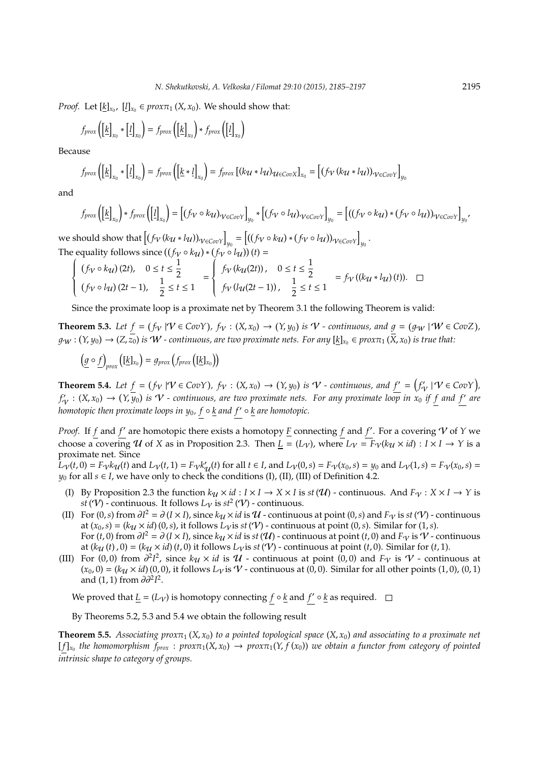*Proof.* Let $[\underline{k}]_{x_0}$, $[\underline{l}]_{x_0} \in prox\pi_1(X, x_0)$. We should show that:

$$f_{prox}\left(\left[\underline{k}\right]_{x_0} * \left[\underline{l}\right]_{x_0}\right) = f_{prox}\left(\left[\underline{k}\right]_{x_0}\right) * f_{prox}\left(\left[\underline{l}\right]_{x_0}\right)$$

Because

$$f_{prox}\left(\left[\underline{k}\right]_{x_0} * \left[\underline{l}\right]_{x_0}\right) = f_{prox}\left(\left[\underline{k} * \underline{l}\right]_{x_0}\right) = f_{prox}\left[(k_{\mathcal{U}} * l_{\mathcal{U}})_{\mathcal{U}\in CovX}\right]_{x_0} = \left[(f_{\mathcal{V}}(k_{\mathcal{U}} * l_{\mathcal{U}}))_{\mathcal{V}\in CovY}\right]_{y_0}$$

and

$$f_{prox}\left(\left[\underline{k}\right]_{x_0}\right) * f_{prox}\left(\left[\underline{l}\right]_{x_0}\right) = \left[(f_{\mathcal{V}} \circ k_{\mathcal{U}})_{\mathcal{V}\in CovY}\right]_{y_0} * \left[(f_{\mathcal{V}} \circ l_{\mathcal{U}})_{\mathcal{V}\in CovY}\right]_{y_0} = \left[((f_{\mathcal{V}} \circ k_{\mathcal{U}}) * (f_{\mathcal{V}} \circ l_{\mathcal{U}}))_{\mathcal{V}\in CovY}\right]_{y_0},$$

we should show that $\left[(f_{\mathcal{V}}(k_{\mathcal{U}} * l_{\mathcal{U}}))_{\mathcal{V}\in CovY}\right]_{y_0} = \left[((f_{\mathcal{V}} \circ k_{\mathcal{U}}) * (f_{\mathcal{V}} \circ l_{\mathcal{U}}))_{\mathcal{V}\in CovY}\right]_{y_0}$.
The equality follows since $((f_{\mathcal{V}} \circ k_{\mathcal{U}}) * (f_{\mathcal{V}} \circ l_{\mathcal{U}}))(t) =$

$$\begin{cases} (f_{\mathcal{V}} \circ k_{\mathcal{U}})(2t), & 0 \le t \le \frac{1}{2} \\ (f_{\mathcal{V}} \circ l_{\mathcal{U}})(2t-1), & \frac{1}{2} \le t \le 1 \end{cases} = \begin{cases} f_{\mathcal{V}}(k_{\mathcal{U}}(2t)), & 0 \le t \le \frac{1}{2} \\ f_{\mathcal{V}}(l_{\mathcal{U}}(2t-1)), & \frac{1}{2} \le t \le 1 \end{cases} = f_{\mathcal{V}}((k_{\mathcal{U}} * l_{\mathcal{U}})(t)). \quad \square$$

Since the proximate loop is a proximate net by Theorem 3.1 the following Theorem is valid:

**Theorem 5.3.** *Let $\underline{f} = (f_{\mathcal{V}} \mid \mathcal{V} \in CovY)$, $f_{\mathcal{V}} : (X, x_0) \to (Y, y_0)$ is $\mathcal{V}$ - continuous, and $\underline{g} = (g_{\mathcal{W}} \mid \mathcal{W} \in CovZ)$, $g_{\mathcal{W}} : (Y, y_0) \to (Z, z_0)$ is $\mathcal{W}$ - continuous, are two proximate nets. For any $[\underline{k}]_{x_0} \in prox\pi_1(X, x_0)$ is true that:*

$$\left(\underline{g} \circ \underline{f}\right)_{prox}\left([\underline{k}]_{x_0}\right) = g_{prox}\left(f_{prox}\left([\underline{k}]_{x_0}\right)\right)$$

**Theorem 5.4.** *Let $\underline{f} = (f_{\mathcal{V}} \mid \mathcal{V} \in CovY)$, $f_{\mathcal{V}} : (X, x_0) \to (Y, y_0)$ is $\mathcal{V}$ - continuous, and $\underline{f'} = \left(f'_{\mathcal{V}} \mid \mathcal{V} \in CovY\right)$, $f'_{\mathcal{V}} : (X, x_0) \to (Y, y_0)$ is $\mathcal{V}$ - continuous, are two proximate nets. For any proximate loop in $x_0$ if $\underline{f}$ and $\underline{f'}$ are homotopic then proximate loops in $y_0$, $\underline{f} \circ \underline{k}$ and $\underline{f'} \circ \underline{k}$ are homotopic.*

*Proof.* If $\underline{f}$ and $\underline{f'}$ are homotopic there exists a homotopy $\underline{F}$ connecting $\underline{f}$ and $\underline{f'}$. For a covering $\mathcal{V}$ of $Y$ we choose a covering $\mathcal{U}$ of $X$ as in Proposition 2.3. Then $\underline{L} = (L_{\mathcal{V}})$, where $L_{\mathcal{V}} = F_{\mathcal{V}}(k_{\mathcal{U}} \times id) : I \times I \to Y$ is a proximate net. Since
$L_{\mathcal{V}}(t, 0) = F_{\mathcal{V}} k_{\mathcal{U}}(t)$ and $L_{\mathcal{V}}(t, 1) = F_{\mathcal{V}} k'_{\mathcal{U}}(t)$ for all $t \in I$, and $L_{\mathcal{V}}(0, s) = F_{\mathcal{V}}(x_0, s) = y_0$ and $L_{\mathcal{V}}(1, s) = F_{\mathcal{V}}(x_0, s) = y_0$ for all $s \in I$, we have only to check the conditions (I), (II), (III) of Definition 4.2.

- (I) By Proposition 2.3 the function $k_{\mathcal{U}} \times id : I \times I \to X \times I$ is $st(\mathcal{U})$ - continuous. And $F_{\mathcal{V}} : X \times I \to Y$ is $st(\mathcal{V})$ - continuous. It follows $L_{\mathcal{V}}$ is $st^2(\mathcal{V})$ - continuous.
- (II) For $(0, s)$ from $\partial I^2 = \partial(I \times I)$, since $k_{\mathcal{U}} \times id$ is $\mathcal{U}$ - continuous at point $(0, s)$ and $F_{\mathcal{V}}$ is $st(\mathcal{V})$ - continuous at $(x_0, s) = (k_{\mathcal{U}} \times id)(0, s)$, it follows $L_{\mathcal{V}}$ is $st(\mathcal{V})$ - continuous at point $(0, s)$. Similar for $(1, s)$.
For $(t, 0)$ from $\partial I^2 = \partial(I \times I)$, since $k_{\mathcal{U}} \times id$ is $st(\mathcal{U})$ - continuous at point $(t, 0)$ and $F_{\mathcal{V}}$ is $\mathcal{V}$ - continuous at $(k_{\mathcal{U}}(t), 0) = (k_{\mathcal{U}} \times id)(t, 0)$ it follows $L_{\mathcal{V}}$ is $st(\mathcal{V})$ - continuous at point $(t, 0)$. Similar for $(t, 1)$.
- (III) For $(0, 0)$ from $\partial^2 I^2$, since $k_{\mathcal{U}} \times id$ is $\mathcal{U}$ - continuous at point $(0, 0)$ and $F_{\mathcal{V}}$ is $\mathcal{V}$ - continuous at $(x_0, 0) = (k_{\mathcal{U}} \times id)(0, 0)$, it follows $L_{\mathcal{V}}$ is $\mathcal{V}$ - continuous at $(0, 0)$. Similar for all other points $(1, 0)$, $(0, 1)$ and $(1, 1)$ from $\partial\partial^2 I^2$.

We proved that $\underline{L} = (L_{\mathcal{V}})$ is homotopy connecting $\underline{f} \circ \underline{k}$ and $\underline{f'} \circ \underline{k}$ as required. $\square$

By Theorems 5.2, 5.3 and 5.4 we obtain the following result

**Theorem 5.5.** *Associating $prox\pi_1(X, x_0)$ to a pointed topological space $(X, x_0)$ and associating to a proximate net $[\underline{f}]_{x_0}$ the homomorphism $f_{prox} : prox\pi_1(X, x_0) \to prox\pi_1(Y, f(x_0))$ we obtain a functor from category of pointed intrinsic shape to category of groups.*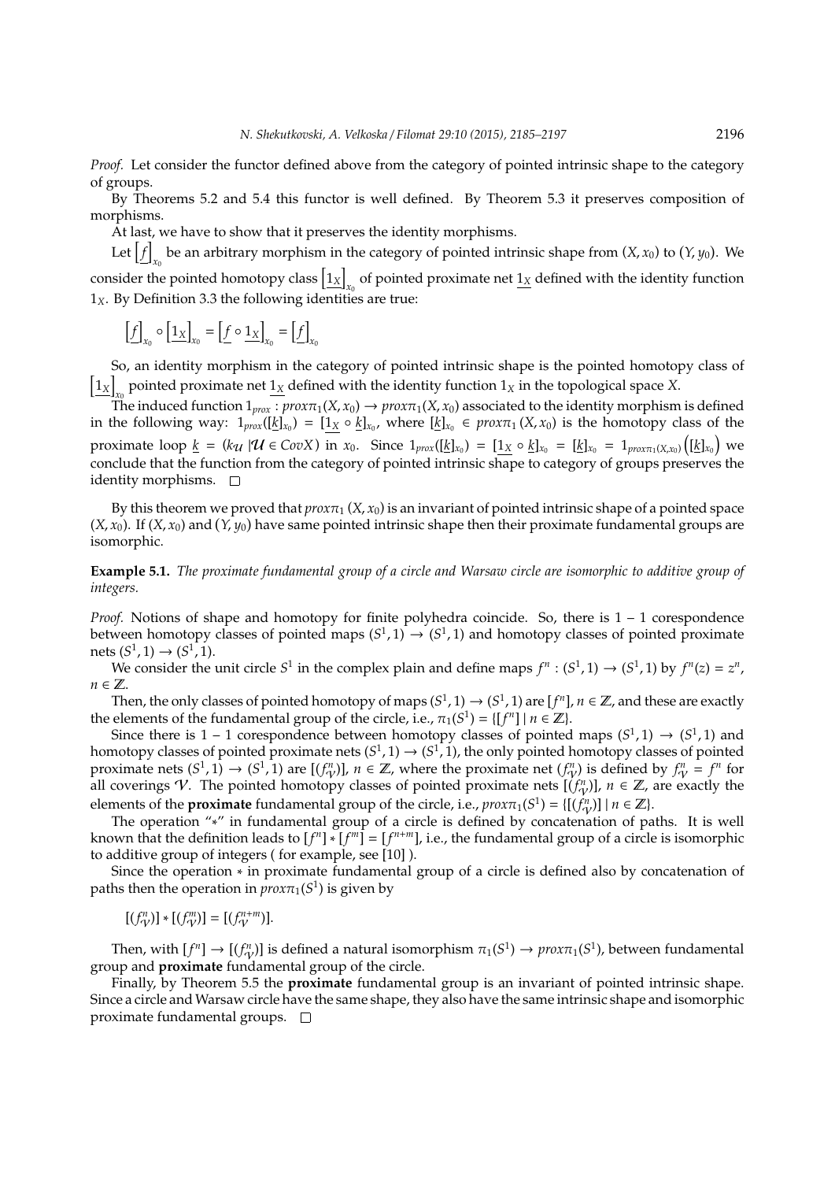*Proof.* Let consider the functor defined above from the category of pointed intrinsic shape to the category of groups.

By Theorems 5.2 and 5.4 this functor is well defined. By Theorem 5.3 it preserves composition of morphisms.

At last, we have to show that it preserves the identity morphisms.

Let $\left[\underline{f}\right]_{x_0}$ be an arbitrary morphism in the category of pointed intrinsic shape from $(X, x_0)$ to $(Y, y_0)$. We consider the pointed homotopy class $\left[\underline{1_X}\right]_{x_0}$ of pointed proximate net $\underline{1_X}$ defined with the identity function $1_X$. By Definition 3.3 the following identities are true:

$$\left[\underline{f}\right]_{x_0} \circ \left[\underline{1_X}\right]_{x_0} = \left[\underline{f} \circ \underline{1_X}\right]_{x_0} = \left[\underline{f}\right]_{x_0}$$

So, an identity morphism in the category of pointed intrinsic shape is the pointed homotopy class of $\left[\underline{1_X}\right]_{x_0}$ pointed proximate net $\underline{1_X}$ defined with the identity function $1_X$ in the topological space $X$.

The induced function $1_{prox} : prox\pi_1(X, x_0) \to prox\pi_1(X, x_0)$ associated to the identity morphism is defined in the following way: $1_{prox}([\underline{k}]_{x_0}) = [\underline{1_X} \circ \underline{k}]_{x_0}$, where $[\underline{k}]_{x_0} \in prox\pi_1(X, x_0)$ is the homotopy class of the proximate loop $\underline{k} = (k_{\mathcal{U}} \,|\mathcal{U} \in CovX)$ in $x_0$. Since $1_{prox}([\underline{k}]_{x_0}) = [\underline{1_X} \circ \underline{k}]_{x_0} = [\underline{k}]_{x_0} = 1_{prox\pi_1(X,x_0)}\left([\underline{k}]_{x_0}\right)$ we conclude that the function from the category of pointed intrinsic shape to category of groups preserves the identity morphisms. $\square$

By this theorem we proved that $prox\pi_1(X, x_0)$ is an invariant of pointed intrinsic shape of a pointed space $(X, x_0)$. If $(X, x_0)$ and $(Y, y_0)$ have same pointed intrinsic shape then their proximate fundamental groups are isomorphic.

**Example 5.1.** *The proximate fundamental group of a circle and Warsaw circle are isomorphic to additive group of integers.*

*Proof.* Notions of shape and homotopy for finite polyhedra coincide. So, there is $1-1$ corespondence between homotopy classes of pointed maps $(S^1, 1) \to (S^1, 1)$ and homotopy classes of pointed proximate nets $(S^1, 1) \to (S^1, 1)$.

We consider the unit circle $S^1$ in the complex plain and define maps $f^n : (S^1, 1) \to (S^1, 1)$ by $f^n(z) = z^n$, $n \in \mathbb{Z}$.

Then, the only classes of pointed homotopy of maps $(S^1, 1) \to (S^1, 1)$ are $[f^n]$, $n \in \mathbb{Z}$, and these are exactly the elements of the fundamental group of the circle, i.e., $\pi_1(S^1) = \{[f^n] \mid n \in \mathbb{Z}\}$.

Since there is $1-1$ corespondence between homotopy classes of pointed maps $(S^1, 1) \to (S^1, 1)$ and homotopy classes of pointed proximate nets $(S^1, 1) \to (S^1, 1)$, the only pointed homotopy classes of pointed proximate nets $(S^1, 1) \to (S^1, 1)$ are $[(f^n_{\mathcal{V}})]$, $n \in \mathbb{Z}$, where the proximate net $(f^n_{\mathcal{V}})$ is defined by $f^n_{\mathcal{V}} = f^n$ for all coverings $\mathcal{V}$. The pointed homotopy classes of pointed proximate nets $[(f^n_{\mathcal{V}})]$, $n \in \mathbb{Z}$, are exactly the elements of the **proximate** fundamental group of the circle, i.e., $prox\pi_1(S^1) = \{[(f^n_{\mathcal{V}})] \mid n \in \mathbb{Z}\}$.

The operation "$*$" in fundamental group of a circle is defined by concatenation of paths. It is well known that the definition leads to $[f^n] * [f^m] = [f^{n+m}]$, i.e., the fundamental group of a circle is isomorphic to additive group of integers ( for example, see [10] ).

Since the operation $*$ in proximate fundamental group of a circle is defined also by concatenation of paths then the operation in $prox\pi_1(S^1)$ is given by

$$[(f^n_{\mathcal{V}})] * [(f^m_{\mathcal{V}})] = [(f^{n+m}_{\mathcal{V}})].$$

Then, with $[f^n] \to [(f^n_{\mathcal{V}})]$ is defined a natural isomorphism $\pi_1(S^1) \to prox\pi_1(S^1)$, between fundamental group and **proximate** fundamental group of the circle.

Finally, by Theorem 5.5 the **proximate** fundamental group is an invariant of pointed intrinsic shape. Since a circle and Warsaw circle have the same shape, they also have the same intrinsic shape and isomorphic proximate fundamental groups. $\square$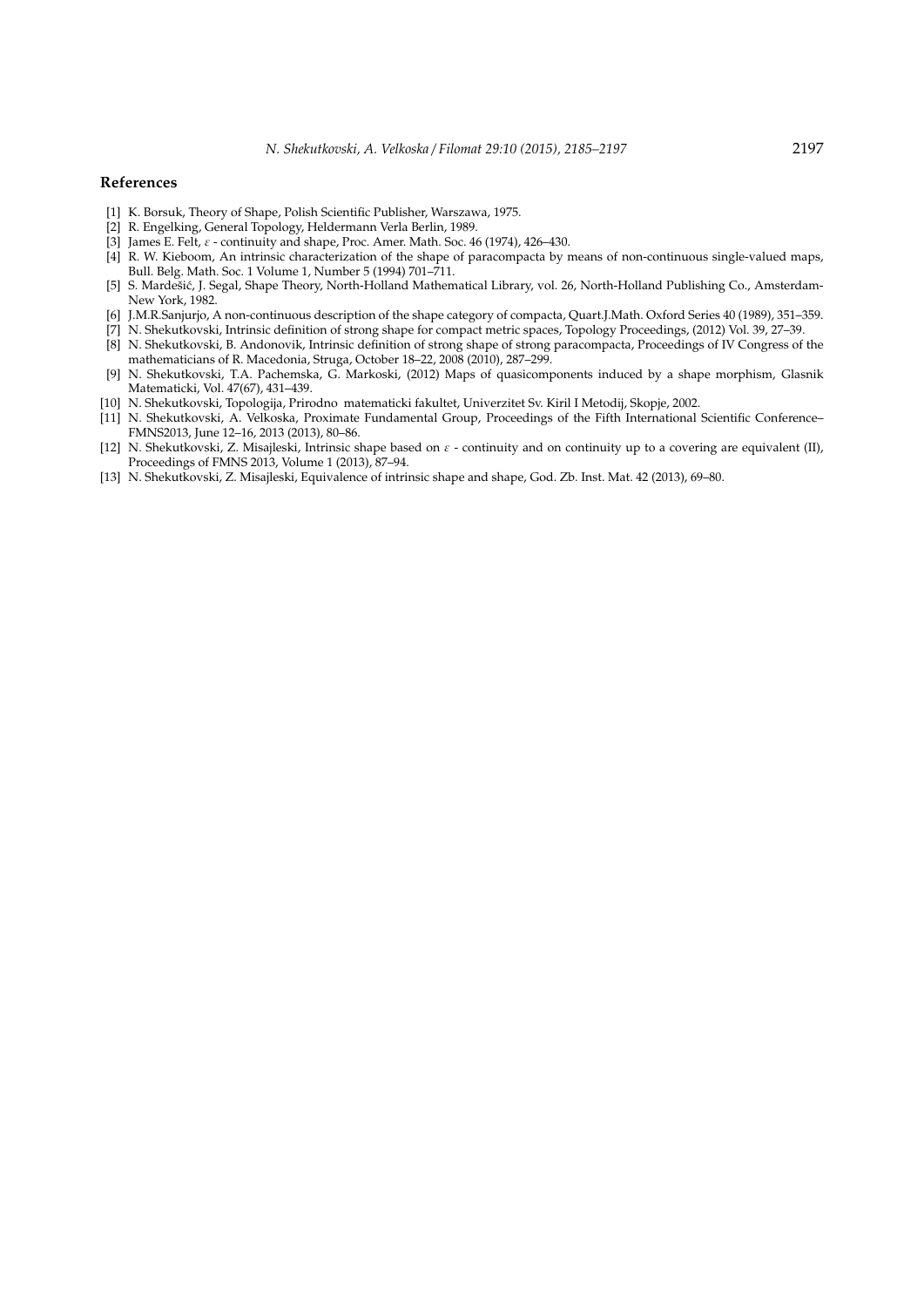## References

[1] K. Borsuk, Theory of Shape, Polish Scientific Publisher, Warszawa, 1975.

[2] R. Engelking, General Topology, Heldermann Verla Berlin, 1989.

[3] James E. Felt, $\varepsilon$ - continuity and shape, Proc. Amer. Math. Soc. 46 (1974), 426–430.

[4] R. W. Kieboom, An intrinsic characterization of the shape of paracompacta by means of non-continuous single-valued maps, Bull. Belg. Math. Soc. 1 Volume 1, Number 5 (1994) 701–711.

[5] S. Mardešić, J. Segal, Shape Theory, North-Holland Mathematical Library, vol. 26, North-Holland Publishing Co., Amsterdam-New York, 1982.

[6] J.M.R.Sanjurjo, A non-continuous description of the shape category of compacta, Quart.J.Math. Oxford Series 40 (1989), 351–359.

[7] N. Shekutkovski, Intrinsic definition of strong shape for compact metric spaces, Topology Proceedings, (2012) Vol. 39, 27–39.

[8] N. Shekutkovski, B. Andonovik, Intrinsic definition of strong shape of strong paracompacta, Proceedings of IV Congress of the mathematicians of R. Macedonia, Struga, October 18–22, 2008 (2010), 287–299.

[9] N. Shekutkovski, T.A. Pachemska, G. Markoski, (2012) Maps of quasicomponents induced by a shape morphism, Glasnik Matematicki, Vol. 47(67), 431–439.

[10] N. Shekutkovski, Topologija, Prirodno matematicki fakultet, Univerzitet Sv. Kiril I Metodij, Skopje, 2002.

[11] N. Shekutkovski, A. Velkoska, Proximate Fundamental Group, Proceedings of the Fifth International Scientific Conference– FMNS2013, June 12–16, 2013 (2013), 80–86.

[12] N. Shekutkovski, Z. Misajleski, Intrinsic shape based on $\varepsilon$ - continuity and on continuity up to a covering are equivalent (II), Proceedings of FMNS 2013, Volume 1 (2013), 87–94.

[13] N. Shekutkovski, Z. Misajleski, Equivalence of intrinsic shape and shape, God. Zb. Inst. Mat. 42 (2013), 69–80.